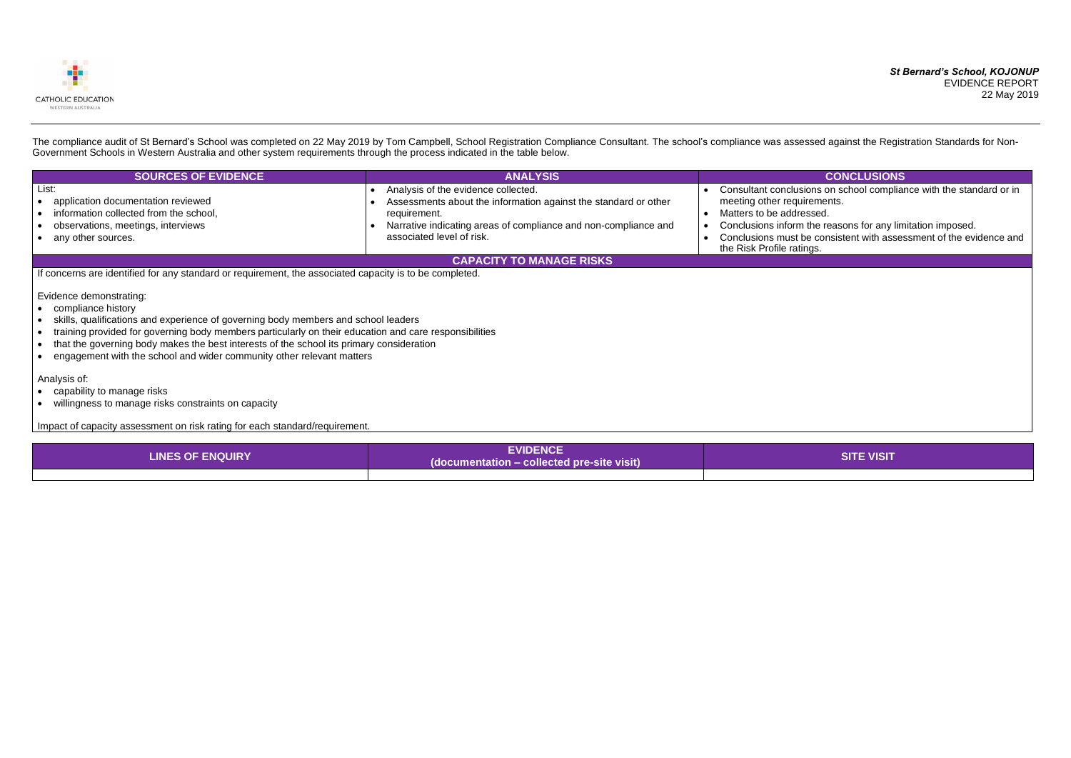CATHOLIC EDUCATION
WESTERN AUSTRALIA

***St Bernard's School, KOJONUP***
EVIDENCE REPORT
22 May 2019

The compliance audit of St Bernard's School was completed on 22 May 2019 by Tom Campbell, School Registration Compliance Consultant. The school's compliance was assessed against the Registration Standards for Non-Government Schools in Western Australia and other system requirements through the process indicated in the table below.

| SOURCES OF EVIDENCE | ANALYSIS | CONCLUSIONS |
| --- | --- | --- |
| List:<br>• application documentation reviewed<br>• information collected from the school,<br>• observations, meetings, interviews<br>• any other sources. | • Analysis of the evidence collected.<br>• Assessments about the information against the standard or other requirement.<br>• Narrative indicating areas of compliance and non-compliance and associated level of risk. | • Consultant conclusions on school compliance with the standard or in meeting other requirements.<br>• Matters to be addressed.<br>• Conclusions inform the reasons for any limitation imposed.<br>• Conclusions must be consistent with assessment of the evidence and the Risk Profile ratings. |
| **CAPACITY TO MANAGE RISKS** | | |
| If concerns are identified for any standard or requirement, the associated capacity is to be completed.<br><br>Evidence demonstrating:<br>• compliance history<br>• skills, qualifications and experience of governing body members and school leaders<br>• training provided for governing body members particularly on their education and care responsibilities<br>• that the governing body makes the best interests of the school its primary consideration<br>• engagement with the school and wider community other relevant matters<br><br>Analysis of:<br>• capability to manage risks<br>• willingness to manage risks constraints on capacity<br><br>Impact of capacity assessment on risk rating for each standard/requirement. | | |

| LINES OF ENQUIRY | EVIDENCE (documentation – collected pre-site visit) | SITE VISIT |
| --- | --- | --- |
| | | |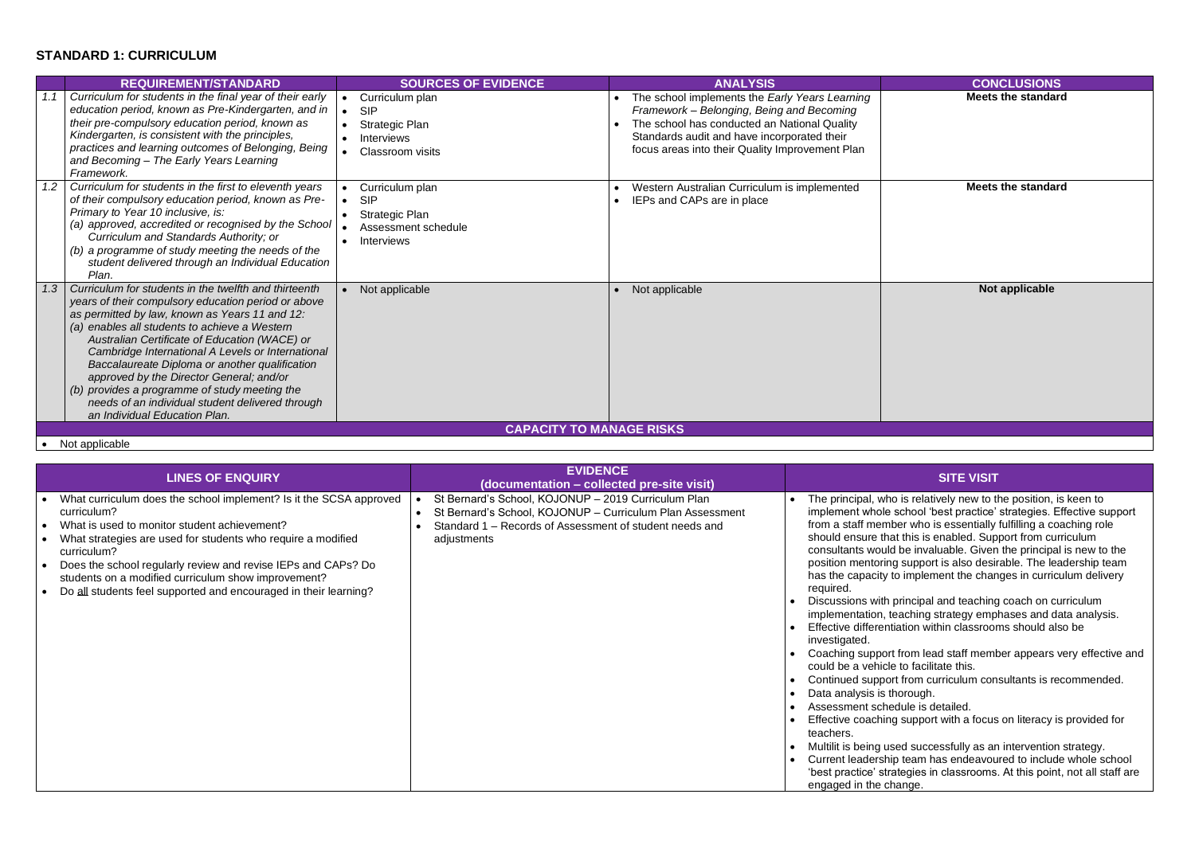## STANDARD 1: CURRICULUM

| | REQUIREMENT/STANDARD | SOURCES OF EVIDENCE | ANALYSIS | CONCLUSIONS |
|---|---|---|---|---|
| 1.1 | *Curriculum for students in the final year of their early education period, known as Pre-Kindergarten, and in their pre-compulsory education period, known as Kindergarten, is consistent with the principles, practices and learning outcomes of Belonging, Being and Becoming – The Early Years Learning Framework.* | • Curriculum plan<br>• SIP<br>• Strategic Plan<br>• Interviews<br>• Classroom visits | • The school implements the *Early Years Learning Framework – Belonging, Being and Becoming*<br>• The school has conducted an National Quality Standards audit and have incorporated their focus areas into their Quality Improvement Plan | **Meets the standard** |
| 1.2 | *Curriculum for students in the first to eleventh years of their compulsory education period, known as Pre-Primary to Year 10 inclusive, is:*<br>*(a) approved, accredited or recognised by the School Curriculum and Standards Authority; or*<br>*(b) a programme of study meeting the needs of the student delivered through an Individual Education Plan.* | • Curriculum plan<br>• SIP<br>• Strategic Plan<br>• Assessment schedule<br>• Interviews | • Western Australian Curriculum is implemented<br>• IEPs and CAPs are in place | **Meets the standard** |
| 1.3 | *Curriculum for students in the twelfth and thirteenth years of their compulsory education period or above as permitted by law, known as Years 11 and 12:*<br>*(a) enables all students to achieve a Western Australian Certificate of Education (WACE) or Cambridge International A Levels or International Baccalaureate Diploma or another qualification approved by the Director General; and/or*<br>*(b) provides a programme of study meeting the needs of an individual student delivered through an Individual Education Plan.* | • Not applicable | • Not applicable | **Not applicable** |
| | **CAPACITY TO MANAGE RISKS** | | | |
| | • Not applicable | | | |

| LINES OF ENQUIRY | EVIDENCE (documentation – collected pre-site visit) | SITE VISIT |
|---|---|---|
| • What curriculum does the school implement? Is it the SCSA approved curriculum?<br>• What is used to monitor student achievement?<br>• What strategies are used for students who require a modified curriculum?<br>• Does the school regularly review and revise IEPs and CAPs? Do students on a modified curriculum show improvement?<br>• Do <u>all</u> students feel supported and encouraged in their learning? | • St Bernard's School, KOJONUP – 2019 Curriculum Plan<br>• St Bernard's School, KOJONUP – Curriculum Plan Assessment<br>• Standard 1 – Records of Assessment of student needs and adjustments | • The principal, who is relatively new to the position, is keen to implement whole school 'best practice' strategies. Effective support from a staff member who is essentially fulfilling a coaching role should ensure that this is enabled. Support from curriculum consultants would be invaluable. Given the principal is new to the position mentoring support is also desirable. The leadership team has the capacity to implement the changes in curriculum delivery required.<br>• Discussions with principal and teaching coach on curriculum implementation, teaching strategy emphases and data analysis.<br>• Effective differentiation within classrooms should also be investigated.<br>• Coaching support from lead staff member appears very effective and could be a vehicle to facilitate this.<br>• Continued support from curriculum consultants is recommended.<br>• Data analysis is thorough.<br>• Assessment schedule is detailed.<br>• Effective coaching support with a focus on literacy is provided for teachers.<br>• Multilit is being used successfully as an intervention strategy.<br>• Current leadership team has endeavoured to include whole school 'best practice' strategies in classrooms. At this point, not all staff are engaged in the change. |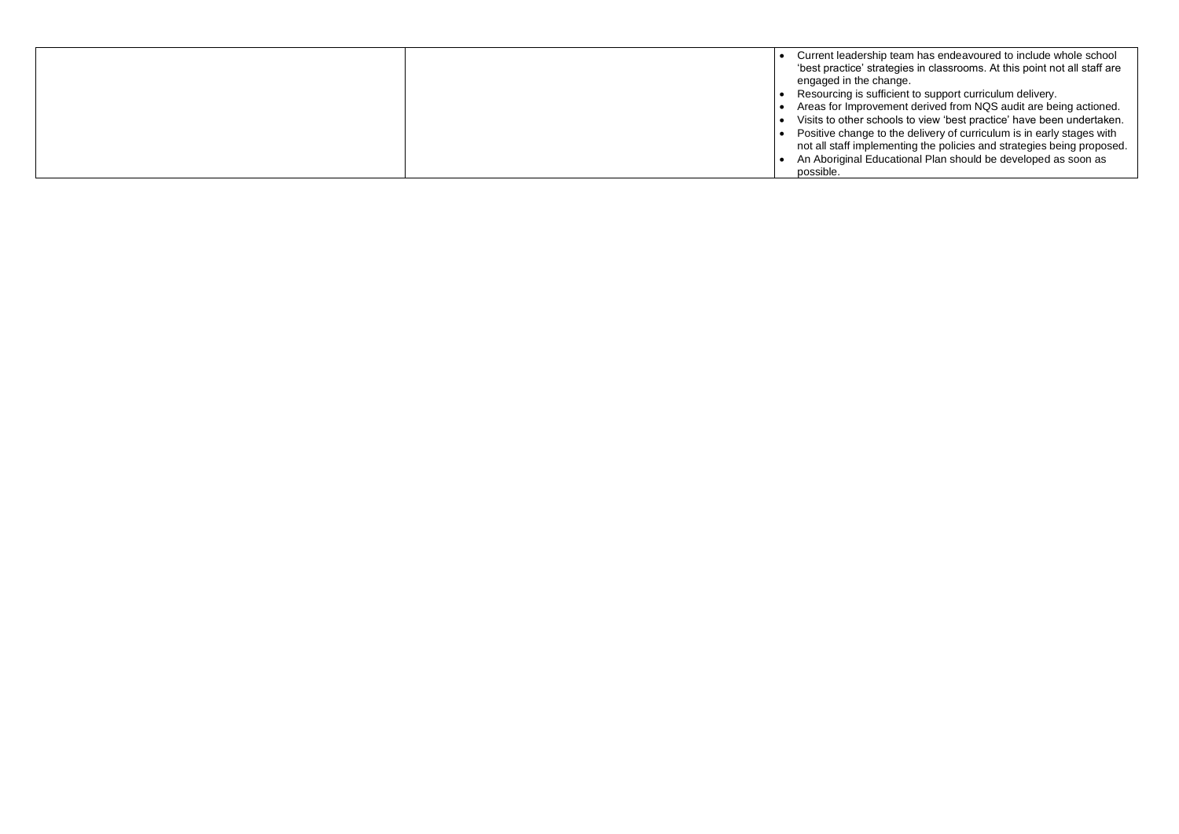|  |  |  |
| --- | --- | --- |
|  |  | • Current leadership team has endeavoured to include whole school 'best practice' strategies in classrooms. At this point not all staff are engaged in the change.<br>• Resourcing is sufficient to support curriculum delivery.<br>• Areas for Improvement derived from NQS audit are being actioned.<br>• Visits to other schools to view 'best practice' have been undertaken.<br>• Positive change to the delivery of curriculum is in early stages with not all staff implementing the policies and strategies being proposed.<br>• An Aboriginal Educational Plan should be developed as soon as possible. |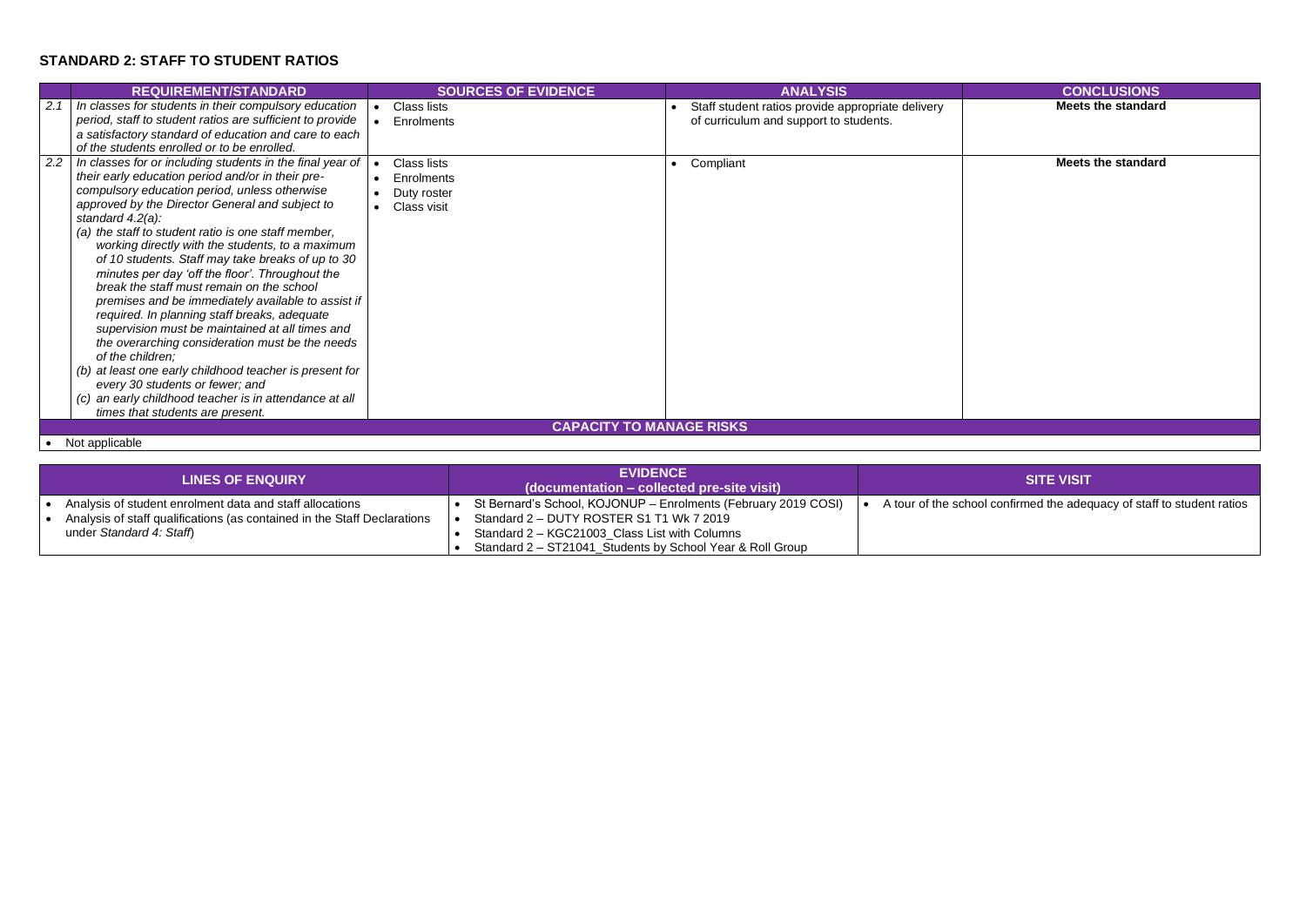## STANDARD 2: STAFF TO STUDENT RATIOS

| | REQUIREMENT/STANDARD | SOURCES OF EVIDENCE | ANALYSIS | CONCLUSIONS |
|---|---|---|---|---|
| 2.1 | *In classes for students in their compulsory education period, staff to student ratios are sufficient to provide a satisfactory standard of education and care to each of the students enrolled or to be enrolled.* | • Class lists<br>• Enrolments | • Staff student ratios provide appropriate delivery of curriculum and support to students. | **Meets the standard** |
| 2.2 | *In classes for or including students in the final year of their early education period and/or in their pre-compulsory education period, unless otherwise approved by the Director General and subject to standard 4.2(a):*<br>*(a) the staff to student ratio is one staff member, working directly with the students, to a maximum of 10 students. Staff may take breaks of up to 30 minutes per day 'off the floor'. Throughout the break the staff must remain on the school premises and be immediately available to assist if required. In planning staff breaks, adequate supervision must be maintained at all times and the overarching consideration must be the needs of the children;*<br>*(b) at least one early childhood teacher is present for every 30 students or fewer; and*<br>*(c) an early childhood teacher is in attendance at all times that students are present.* | • Class lists<br>• Enrolments<br>• Duty roster<br>• Class visit | • Compliant | **Meets the standard** |
| **CAPACITY TO MANAGE RISKS** | | | | |
| • Not applicable | | | | |

| LINES OF ENQUIRY | EVIDENCE (documentation – collected pre-site visit) | SITE VISIT |
|---|---|---|
| • Analysis of student enrolment data and staff allocations<br>• Analysis of staff qualifications (as contained in the Staff Declarations under *Standard 4: Staff*) | • St Bernard's School, KOJONUP – Enrolments (February 2019 COSI)<br>• Standard 2 – DUTY ROSTER S1 T1 Wk 7 2019<br>• Standard 2 – KGC21003_Class List with Columns<br>• Standard 2 – ST21041_Students by School Year & Roll Group | • A tour of the school confirmed the adequacy of staff to student ratios |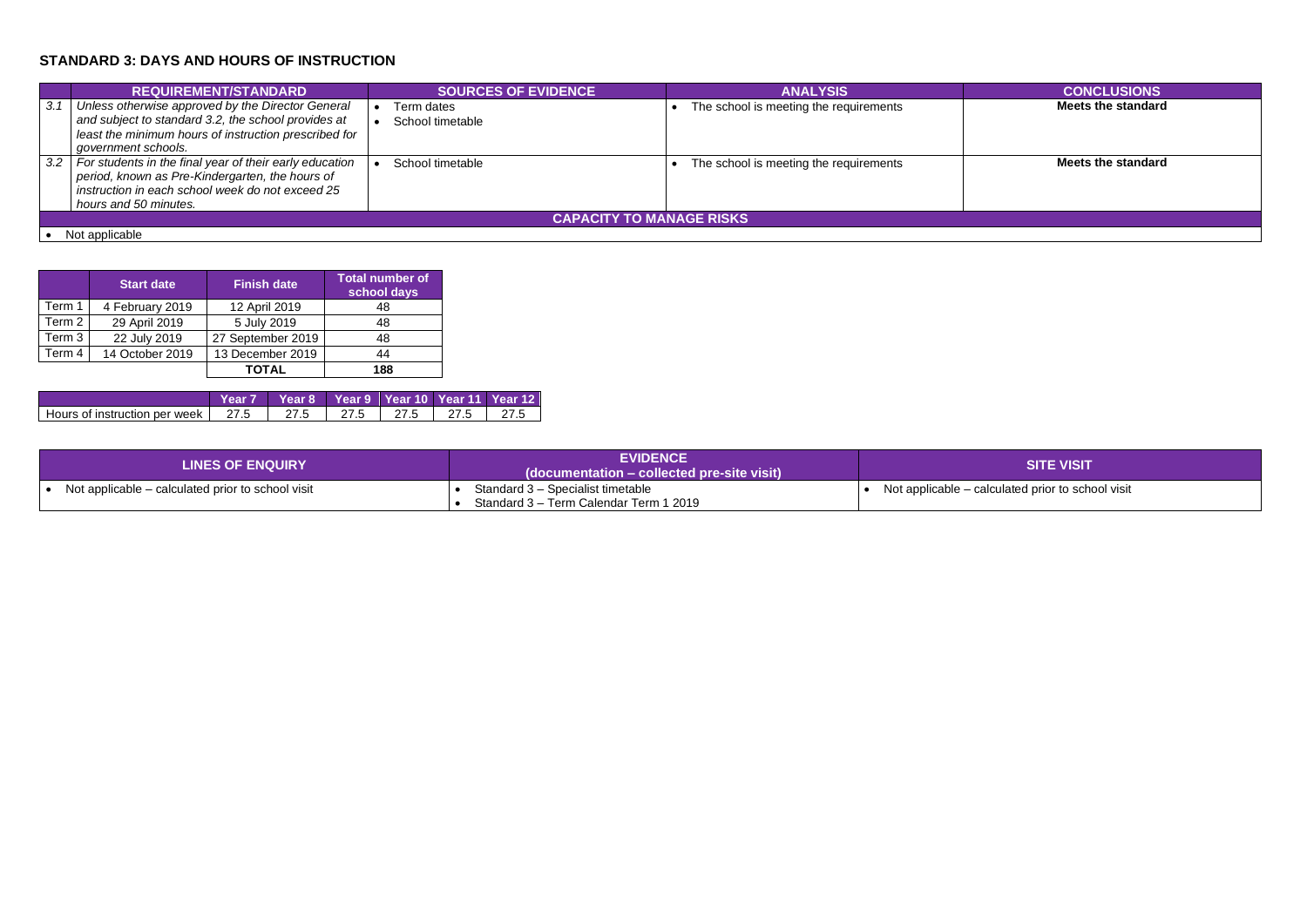## STANDARD 3: DAYS AND HOURS OF INSTRUCTION

| | REQUIREMENT/STANDARD | SOURCES OF EVIDENCE | ANALYSIS | CONCLUSIONS |
|---|---|---|---|---|
| 3.1 | *Unless otherwise approved by the Director General and subject to standard 3.2, the school provides at least the minimum hours of instruction prescribed for government schools.* | • Term dates<br>• School timetable | • The school is meeting the requirements | **Meets the standard** |
| 3.2 | *For students in the final year of their early education period, known as Pre-Kindergarten, the hours of instruction in each school week do not exceed 25 hours and 50 minutes.* | • School timetable | • The school is meeting the requirements | **Meets the standard** |
| **CAPACITY TO MANAGE RISKS** | | | | |
| • Not applicable | | | | |

| | Start date | Finish date | Total number of school days |
|---|---|---|---|
| Term 1 | 4 February 2019 | 12 April 2019 | 48 |
| Term 2 | 29 April 2019 | 5 July 2019 | 48 |
| Term 3 | 22 July 2019 | 27 September 2019 | 48 |
| Term 4 | 14 October 2019 | 13 December 2019 | 44 |
| | | **TOTAL** | **188** |

| | Year 7 | Year 8 | Year 9 | Year 10 | Year 11 | Year 12 |
|---|---|---|---|---|---|---|
| Hours of instruction per week | 27.5 | 27.5 | 27.5 | 27.5 | 27.5 | 27.5 |

| LINES OF ENQUIRY | EVIDENCE (documentation – collected pre-site visit) | SITE VISIT |
|---|---|---|
| • Not applicable – calculated prior to school visit | • Standard 3 – Specialist timetable<br>• Standard 3 – Term Calendar Term 1 2019 | • Not applicable – calculated prior to school visit |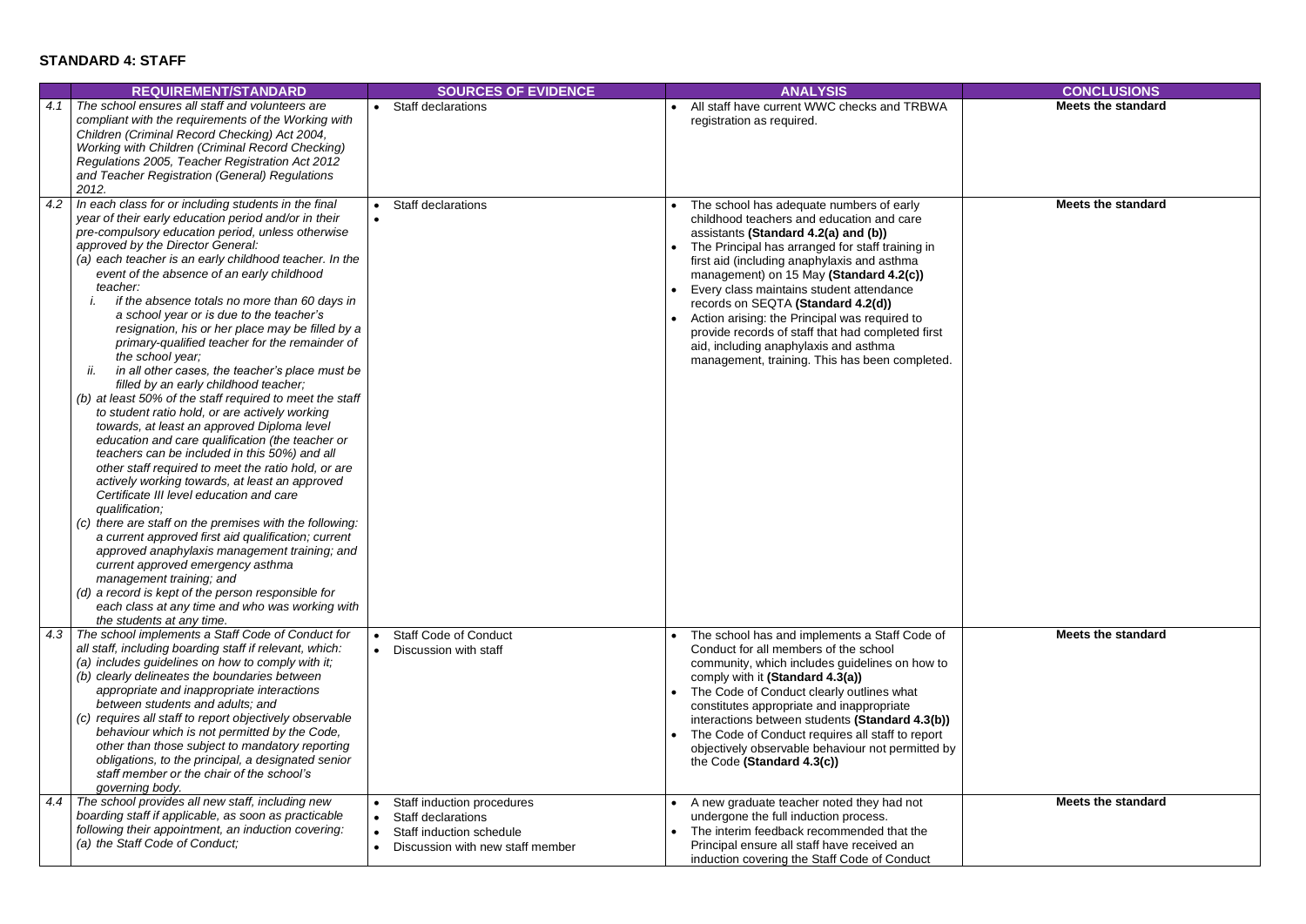## STANDARD 4: STAFF

| | REQUIREMENT/STANDARD | SOURCES OF EVIDENCE | ANALYSIS | CONCLUSIONS |
|---|---|---|---|---|
| 4.1 | *The school ensures all staff and volunteers are compliant with the requirements of the Working with Children (Criminal Record Checking) Act 2004, Working with Children (Criminal Record Checking) Regulations 2005, Teacher Registration Act 2012 and Teacher Registration (General) Regulations 2012.* | • Staff declarations | • All staff have current WWC checks and TRBWA registration as required. | **Meets the standard** |
| 4.2 | *In each class for or including students in the final year of their early education period and/or in their pre-compulsory education period, unless otherwise approved by the Director General:*<br>*(a) each teacher is an early childhood teacher. In the event of the absence of an early childhood teacher:*<br>*i. if the absence totals no more than 60 days in a school year or is due to the teacher's resignation, his or her place may be filled by a primary-qualified teacher for the remainder of the school year;*<br>*ii. in all other cases, the teacher's place must be filled by an early childhood teacher;*<br>*(b) at least 50% of the staff required to meet the staff to student ratio hold, or are actively working towards, at least an approved Diploma level education and care qualification (the teacher or teachers can be included in this 50%) and all other staff required to meet the ratio hold, or are actively working towards, at least an approved Certificate III level education and care qualification;*<br>*(c) there are staff on the premises with the following: a current approved first aid qualification; current approved anaphylaxis management training; and current approved emergency asthma management training; and*<br>*(d) a record is kept of the person responsible for each class at any time and who was working with the students at any time.* | • Staff declarations<br>• | • The school has adequate numbers of early childhood teachers and education and care assistants **(Standard 4.2(a) and (b))**<br>• The Principal has arranged for staff training in first aid (including anaphylaxis and asthma management) on 15 May **(Standard 4.2(c))**<br>• Every class maintains student attendance records on SEQTA **(Standard 4.2(d))**<br>• Action arising: the Principal was required to provide records of staff that had completed first aid, including anaphylaxis and asthma management, training. This has been completed. | **Meets the standard** |
| 4.3 | *The school implements a Staff Code of Conduct for all staff, including boarding staff if relevant, which:*<br>*(a) includes guidelines on how to comply with it;*<br>*(b) clearly delineates the boundaries between appropriate and inappropriate interactions between students and adults; and*<br>*(c) requires all staff to report objectively observable behaviour which is not permitted by the Code, other than those subject to mandatory reporting obligations, to the principal, a designated senior staff member or the chair of the school's governing body.* | • Staff Code of Conduct<br>• Discussion with staff | • The school has and implements a Staff Code of Conduct for all members of the school community, which includes guidelines on how to comply with it **(Standard 4.3(a))**<br>• The Code of Conduct clearly outlines what constitutes appropriate and inappropriate interactions between students **(Standard 4.3(b))**<br>• The Code of Conduct requires all staff to report objectively observable behaviour not permitted by the Code **(Standard 4.3(c))** | **Meets the standard** |
| 4.4 | *The school provides all new staff, including new boarding staff if applicable, as soon as practicable following their appointment, an induction covering:*<br>*(a) the Staff Code of Conduct;* | • Staff induction procedures<br>• Staff declarations<br>• Staff induction schedule<br>• Discussion with new staff member | • A new graduate teacher noted they had not undergone the full induction process.<br>• The interim feedback recommended that the Principal ensure all staff have received an induction covering the Staff Code of Conduct | **Meets the standard** |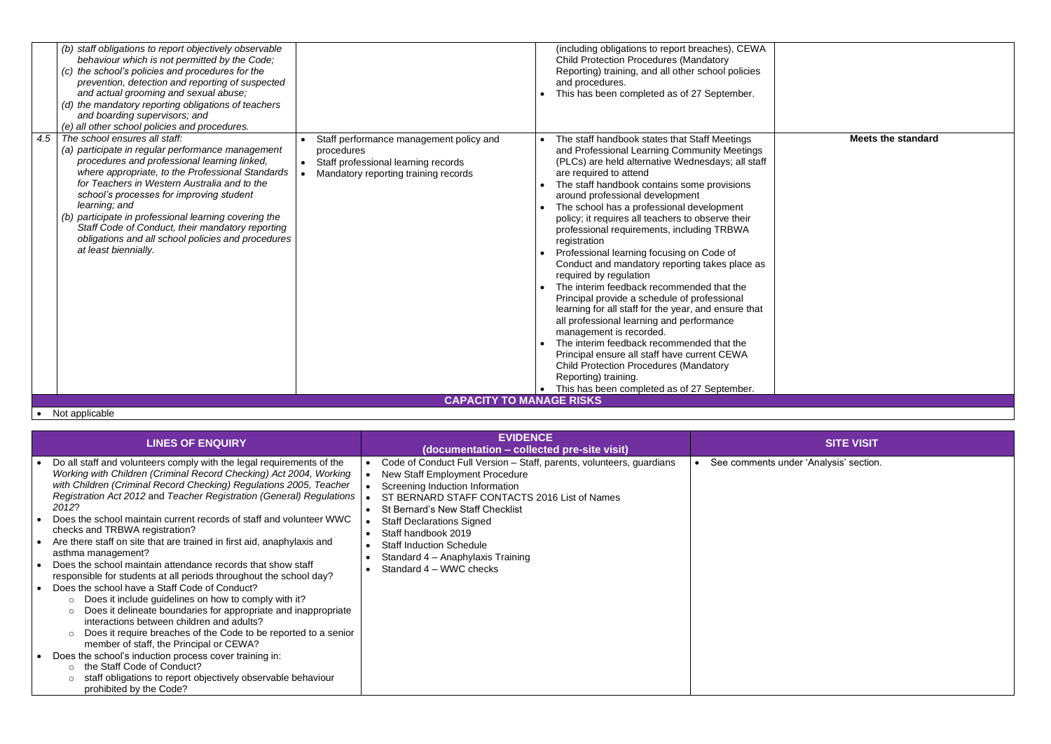| | | | | |
|---|---|---|---|---|
| | (b) *staff obligations to report objectively observable behaviour which is not permitted by the Code;*<br>(c) *the school's policies and procedures for the prevention, detection and reporting of suspected and actual grooming and sexual abuse;*<br>(d) *the mandatory reporting obligations of teachers and boarding supervisors; and*<br>(e) *all other school policies and procedures.* | | (including obligations to report breaches), CEWA Child Protection Procedures (Mandatory Reporting) training, and all other school policies and procedures.<br>• This has been completed as of 27 September. | |
| 4.5 | *The school ensures all staff:*<br>(a) *participate in regular performance management procedures and professional learning linked, where appropriate, to the Professional Standards for Teachers in Western Australia and to the school's processes for improving student learning; and*<br>(b) *participate in professional learning covering the Staff Code of Conduct, their mandatory reporting obligations and all school policies and procedures at least biennially.* | • Staff performance management policy and procedures<br>• Staff professional learning records<br>• Mandatory reporting training records | • The staff handbook states that Staff Meetings and Professional Learning Community Meetings (PLCs) are held alternative Wednesdays; all staff are required to attend<br>• The staff handbook contains some provisions around professional development<br>• The school has a professional development policy; it requires all teachers to observe their professional requirements, including TRBWA registration<br>• Professional learning focusing on Code of Conduct and mandatory reporting takes place as required by regulation<br>• The interim feedback recommended that the Principal provide a schedule of professional learning for all staff for the year, and ensure that all professional learning and performance management is recorded.<br>• The interim feedback recommended that the Principal ensure all staff have current CEWA Child Protection Procedures (Mandatory Reporting) training.<br>• This has been completed as of 27 September. | **Meets the standard** |

**CAPACITY TO MANAGE RISKS**

- Not applicable

| LINES OF ENQUIRY | EVIDENCE (documentation – collected pre-site visit) | SITE VISIT |
|---|---|---|
| • Do all staff and volunteers comply with the legal requirements of the *Working with Children (Criminal Record Checking) Act 2004, Working with Children (Criminal Record Checking) Regulations 2005, Teacher Registration Act 2012* and *Teacher Registration (General) Regulations 2012*?<br>• Does the school maintain current records of staff and volunteer WWC checks and TRBWA registration?<br>• Are there staff on site that are trained in first aid, anaphylaxis and asthma management?<br>• Does the school maintain attendance records that show staff responsible for students at all periods throughout the school day?<br>• Does the school have a Staff Code of Conduct?<br>  ○ Does it include guidelines on how to comply with it?<br>  ○ Does it delineate boundaries for appropriate and inappropriate interactions between children and adults?<br>  ○ Does it require breaches of the Code to be reported to a senior member of staff, the Principal or CEWA?<br>• Does the school's induction process cover training in:<br>  ○ the Staff Code of Conduct?<br>  ○ staff obligations to report objectively observable behaviour prohibited by the Code? | • Code of Conduct Full Version – Staff, parents, volunteers, guardians<br>• New Staff Employment Procedure<br>• Screening Induction Information<br>• ST BERNARD STAFF CONTACTS 2016 List of Names<br>• St Bernard's New Staff Checklist<br>• Staff Declarations Signed<br>• Staff handbook 2019<br>• Staff Induction Schedule<br>• Standard 4 – Anaphylaxis Training<br>• Standard 4 – WWC checks | • See comments under 'Analysis' section. |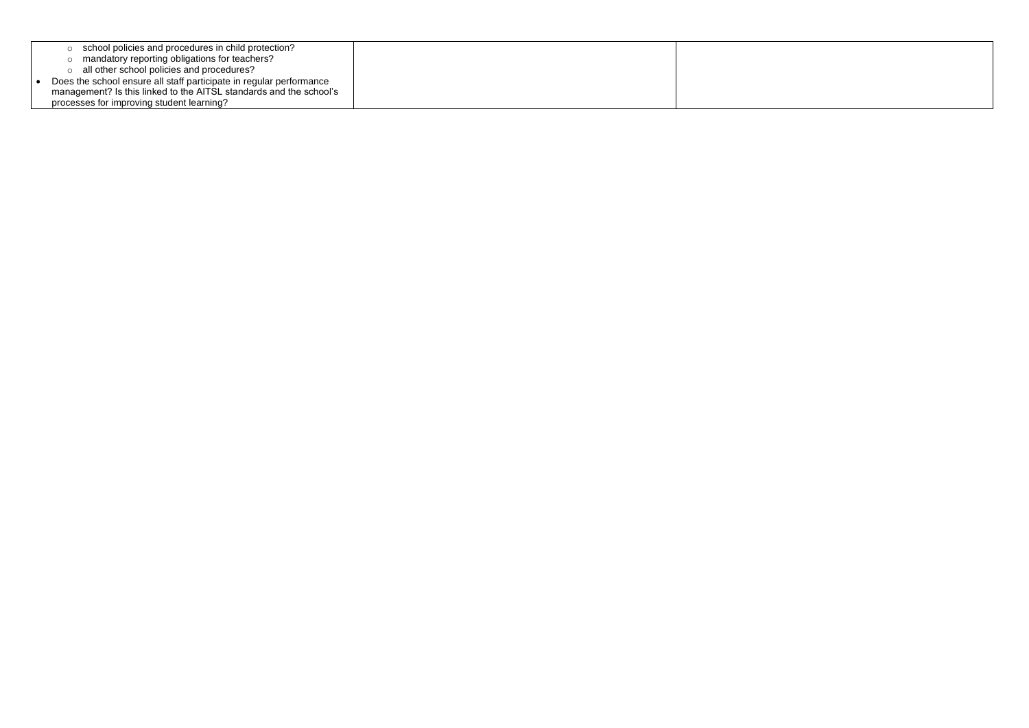| | | |
|---|---|---|
| ◦ school policies and procedures in child protection?<br>◦ mandatory reporting obligations for teachers?<br>◦ all other school policies and procedures?<br>• Does the school ensure all staff participate in regular performance management? Is this linked to the AITSL standards and the school's processes for improving student learning? | | |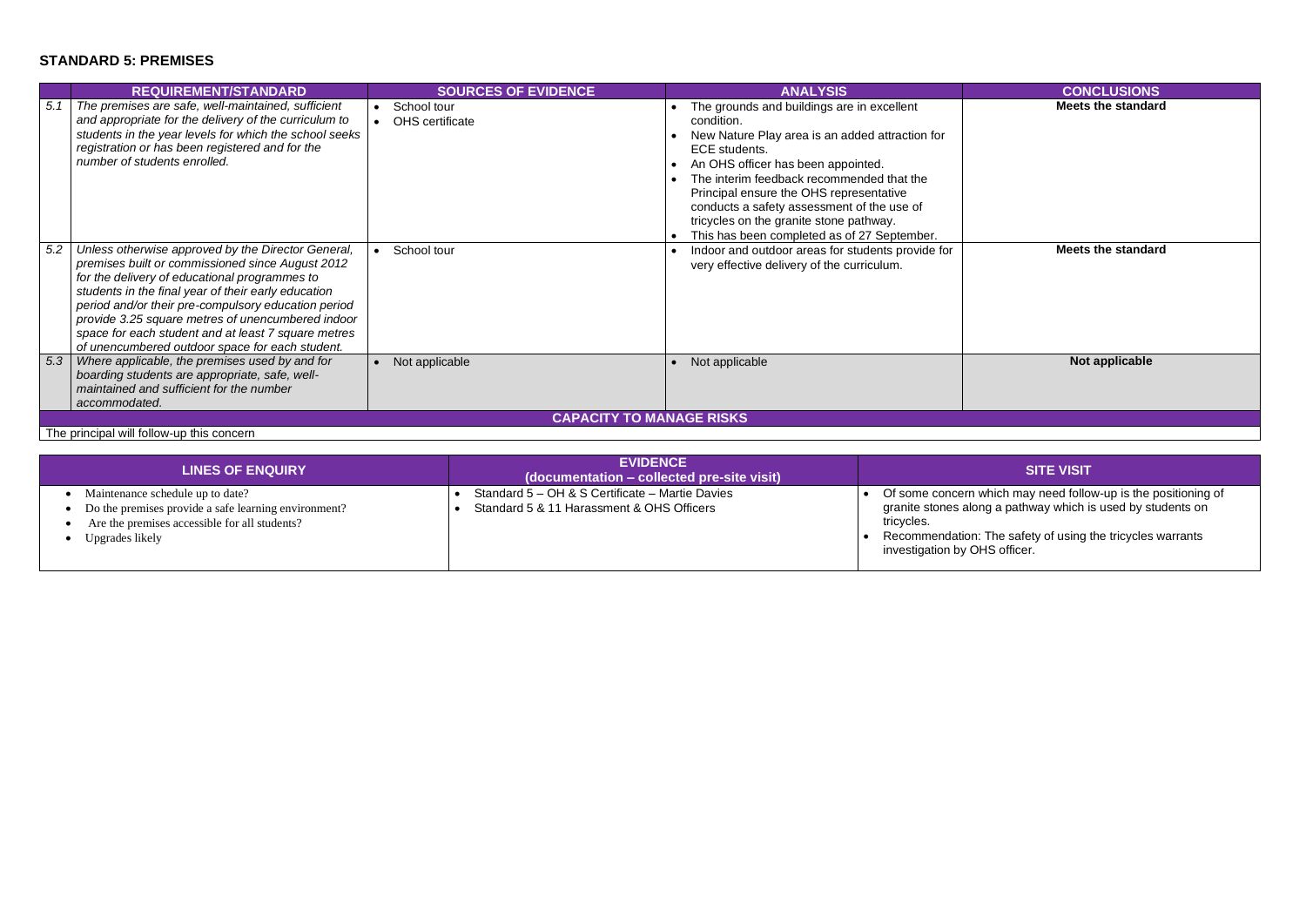### STANDARD 5: PREMISES

| | REQUIREMENT/STANDARD | SOURCES OF EVIDENCE | ANALYSIS | CONCLUSIONS |
|---|---|---|---|---|
| 5.1 | *The premises are safe, well-maintained, sufficient and appropriate for the delivery of the curriculum to students in the year levels for which the school seeks registration or has been registered and for the number of students enrolled.* | • School tour<br>• OHS certificate | • The grounds and buildings are in excellent condition.<br>• New Nature Play area is an added attraction for ECE students.<br>• An OHS officer has been appointed.<br>• The interim feedback recommended that the Principal ensure the OHS representative conducts a safety assessment of the use of tricycles on the granite stone pathway.<br>• This has been completed as of 27 September. | **Meets the standard** |
| 5.2 | *Unless otherwise approved by the Director General, premises built or commissioned since August 2012 for the delivery of educational programmes to students in the final year of their early education period and/or their pre-compulsory education period provide 3.25 square metres of unencumbered indoor space for each student and at least 7 square metres of unencumbered outdoor space for each student.* | • School tour | • Indoor and outdoor areas for students provide for very effective delivery of the curriculum. | **Meets the standard** |
| 5.3 | *Where applicable, the premises used by and for boarding students are appropriate, safe, well-maintained and sufficient for the number accommodated.* | • Not applicable | • Not applicable | **Not applicable** |
| **CAPACITY TO MANAGE RISKS** | | | | |
| The principal will follow-up this concern | | | | |

| LINES OF ENQUIRY | EVIDENCE (documentation – collected pre-site visit) | SITE VISIT |
|---|---|---|
| • Maintenance schedule up to date?<br>• Do the premises provide a safe learning environment?<br>• Are the premises accessible for all students?<br>• Upgrades likely | • Standard 5 – OH & S Certificate – Martie Davies<br>• Standard 5 & 11 Harassment & OHS Officers | • Of some concern which may need follow-up is the positioning of granite stones along a pathway which is used by students on tricycles.<br>• Recommendation: The safety of using the tricycles warrants investigation by OHS officer. |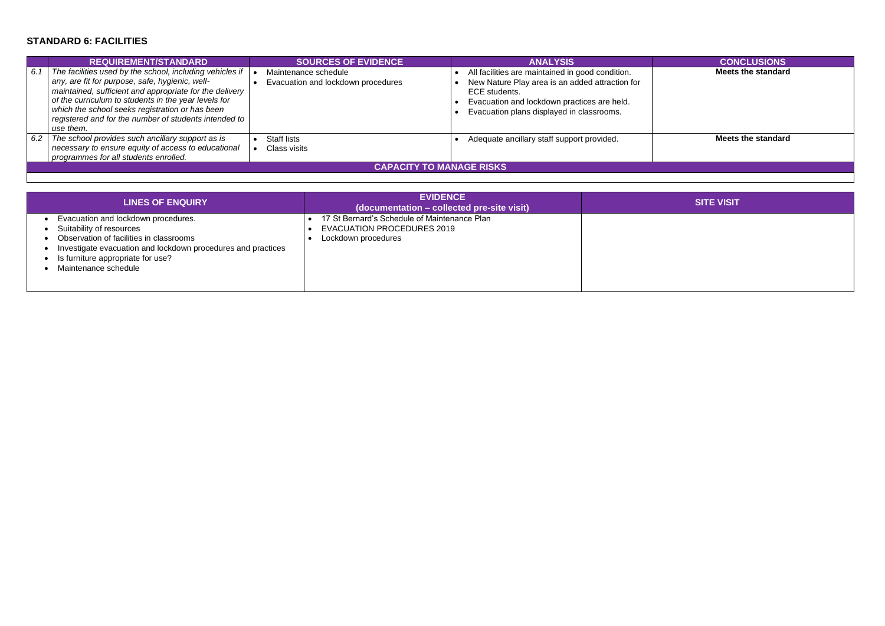## STANDARD 6: FACILITIES

| | REQUIREMENT/STANDARD | SOURCES OF EVIDENCE | ANALYSIS | CONCLUSIONS |
|---|---|---|---|---|
| 6.1 | *The facilities used by the school, including vehicles if any, are fit for purpose, safe, hygienic, well-maintained, sufficient and appropriate for the delivery of the curriculum to students in the year levels for which the school seeks registration or has been registered and for the number of students intended to use them.* | • Maintenance schedule<br>• Evacuation and lockdown procedures | • All facilities are maintained in good condition.<br>• New Nature Play area is an added attraction for ECE students.<br>• Evacuation and lockdown practices are held.<br>• Evacuation plans displayed in classrooms. | **Meets the standard** |
| 6.2 | *The school provides such ancillary support as is necessary to ensure equity of access to educational programmes for all students enrolled.* | • Staff lists<br>• Class visits | • Adequate ancillary staff support provided. | **Meets the standard** |
| **CAPACITY TO MANAGE RISKS** | | | | |
| | | | | |

| LINES OF ENQUIRY | EVIDENCE (documentation – collected pre-site visit) | SITE VISIT |
|---|---|---|
| • Evacuation and lockdown procedures.<br>• Suitability of resources<br>• Observation of facilities in classrooms<br>• Investigate evacuation and lockdown procedures and practices<br>• Is furniture appropriate for use?<br>• Maintenance schedule | • 17 St Bernard's Schedule of Maintenance Plan<br>• EVACUATION PROCEDURES 2019<br>• Lockdown procedures | |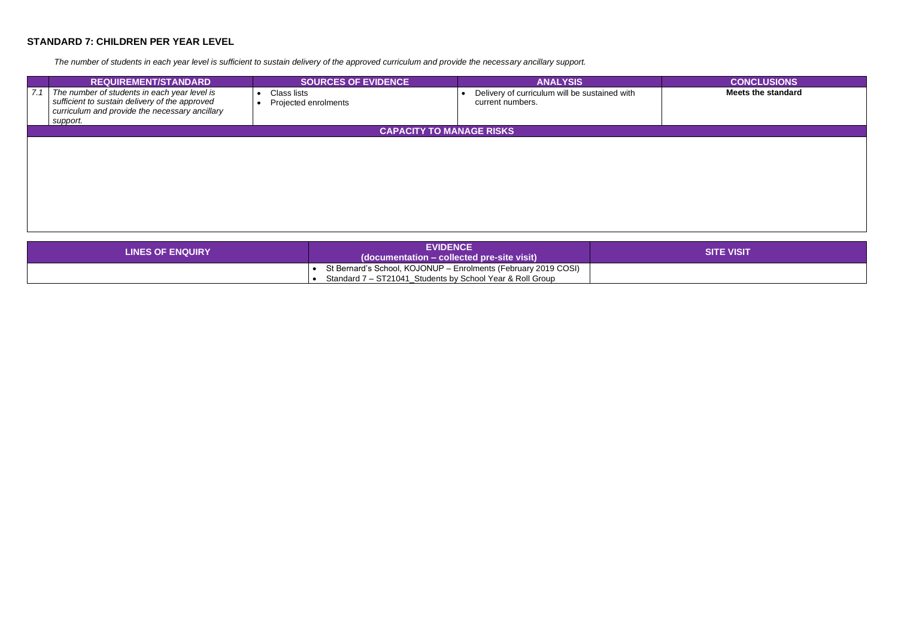### STANDARD 7: CHILDREN PER YEAR LEVEL

*The number of students in each year level is sufficient to sustain delivery of the approved curriculum and provide the necessary ancillary support.*

| | REQUIREMENT/STANDARD | SOURCES OF EVIDENCE | ANALYSIS | CONCLUSIONS |
|---|---|---|---|---|
| *7.1* | *The number of students in each year level is sufficient to sustain delivery of the approved curriculum and provide the necessary ancillary support.* | • Class lists<br>• Projected enrolments | • Delivery of curriculum will be sustained with current numbers. | **Meets the standard** |
| **CAPACITY TO MANAGE RISKS** | | | | |
| | | | | |

| LINES OF ENQUIRY | EVIDENCE (documentation – collected pre-site visit) | SITE VISIT |
|---|---|---|
| | • St Bernard's School, KOJONUP – Enrolments (February 2019 COSI)<br>• Standard 7 – ST21041_Students by School Year & Roll Group | |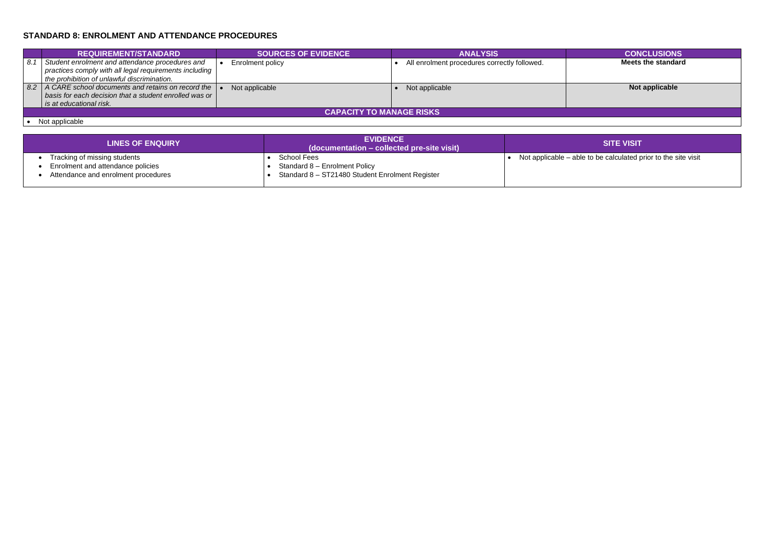## STANDARD 8: ENROLMENT AND ATTENDANCE PROCEDURES

| | REQUIREMENT/STANDARD | SOURCES OF EVIDENCE | ANALYSIS | CONCLUSIONS |
|---|---|---|---|---|
| 8.1 | *Student enrolment and attendance procedures and practices comply with all legal requirements including the prohibition of unlawful discrimination.* | • Enrolment policy | • All enrolment procedures correctly followed. | **Meets the standard** |
| 8.2 | *A CARE school documents and retains on record the basis for each decision that a student enrolled was or is at educational risk.* | • Not applicable | • Not applicable | **Not applicable** |
| **CAPACITY TO MANAGE RISKS** | | | | |
| • Not applicable | | | | |

| LINES OF ENQUIRY | EVIDENCE (documentation – collected pre-site visit) | SITE VISIT |
|---|---|---|
| • Tracking of missing students<br>• Enrolment and attendance policies<br>• Attendance and enrolment procedures | • School Fees<br>• Standard 8 – Enrolment Policy<br>• Standard 8 – ST21480 Student Enrolment Register | • Not applicable – able to be calculated prior to the site visit |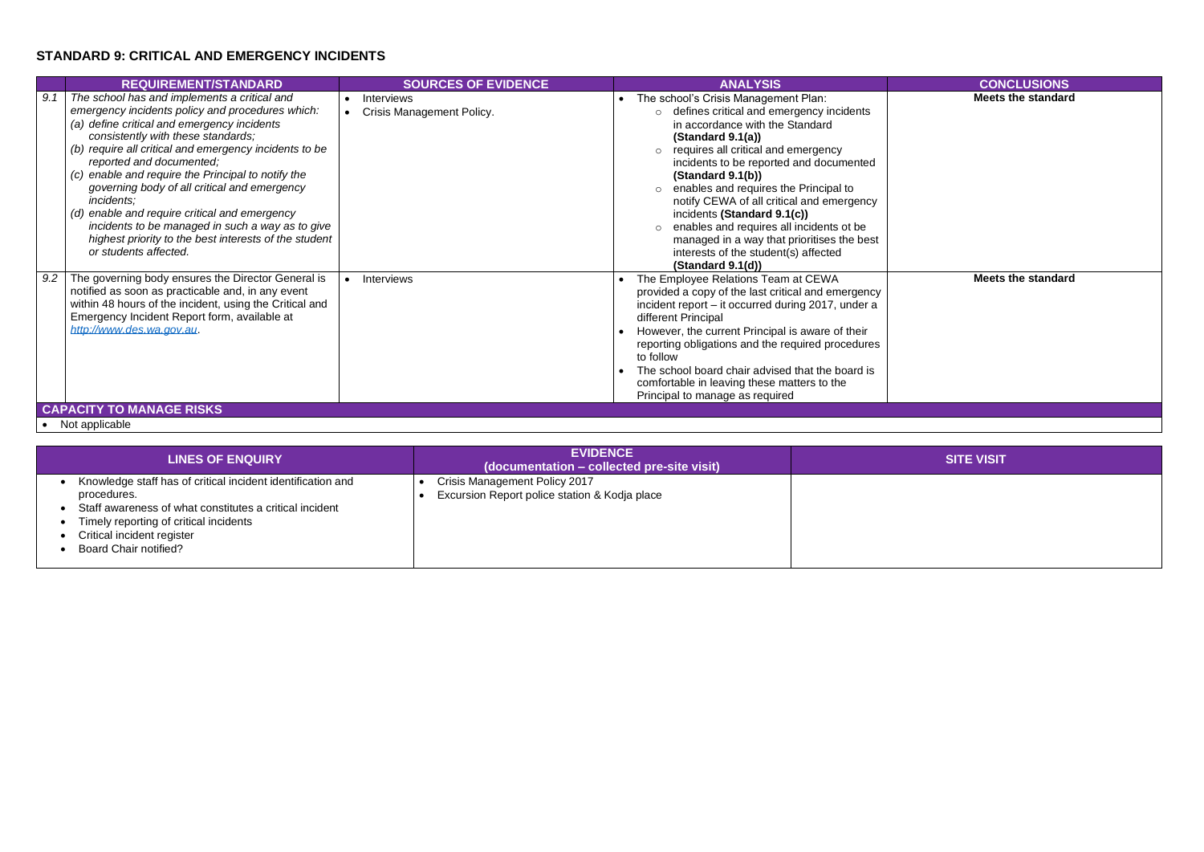## STANDARD 9: CRITICAL AND EMERGENCY INCIDENTS

| | REQUIREMENT/STANDARD | SOURCES OF EVIDENCE | ANALYSIS | CONCLUSIONS |
|---|---|---|---|---|
| *9.1* | *The school has and implements a critical and emergency incidents policy and procedures which:*<br>*(a) define critical and emergency incidents consistently with these standards;*<br>*(b) require all critical and emergency incidents to be reported and documented;*<br>*(c) enable and require the Principal to notify the governing body of all critical and emergency incidents;*<br>*(d) enable and require critical and emergency incidents to be managed in such a way as to give highest priority to the best interests of the student or students affected.* | • Interviews<br>• Crisis Management Policy. | • The school's Crisis Management Plan:<br>  ○ defines critical and emergency incidents in accordance with the Standard **(Standard 9.1(a))**<br>  ○ requires all critical and emergency incidents to be reported and documented **(Standard 9.1(b))**<br>  ○ enables and requires the Principal to notify CEWA of all critical and emergency incidents **(Standard 9.1(c))**<br>  ○ enables and requires all incidents ot be managed in a way that prioritises the best interests of the student(s) affected **(Standard 9.1(d))** | **Meets the standard** |
| *9.2* | The governing body ensures the Director General is notified as soon as practicable and, in any event within 48 hours of the incident, using the Critical and Emergency Incident Report form, available at *http://www.des.wa.gov.au*. | • Interviews | • The Employee Relations Team at CEWA provided a copy of the last critical and emergency incident report – it occurred during 2017, under a different Principal<br>• However, the current Principal is aware of their reporting obligations and the required procedures to follow<br>• The school board chair advised that the board is comfortable in leaving these matters to the Principal to manage as required | **Meets the standard** |
| **CAPACITY TO MANAGE RISKS** | | | | |
| • Not applicable | | | | |

| LINES OF ENQUIRY | EVIDENCE (documentation – collected pre-site visit) | SITE VISIT |
|---|---|---|
| • Knowledge staff has of critical incident identification and procedures.<br>• Staff awareness of what constitutes a critical incident<br>• Timely reporting of critical incidents<br>• Critical incident register<br>• Board Chair notified? | • Crisis Management Policy 2017<br>• Excursion Report police station & Kodja place | |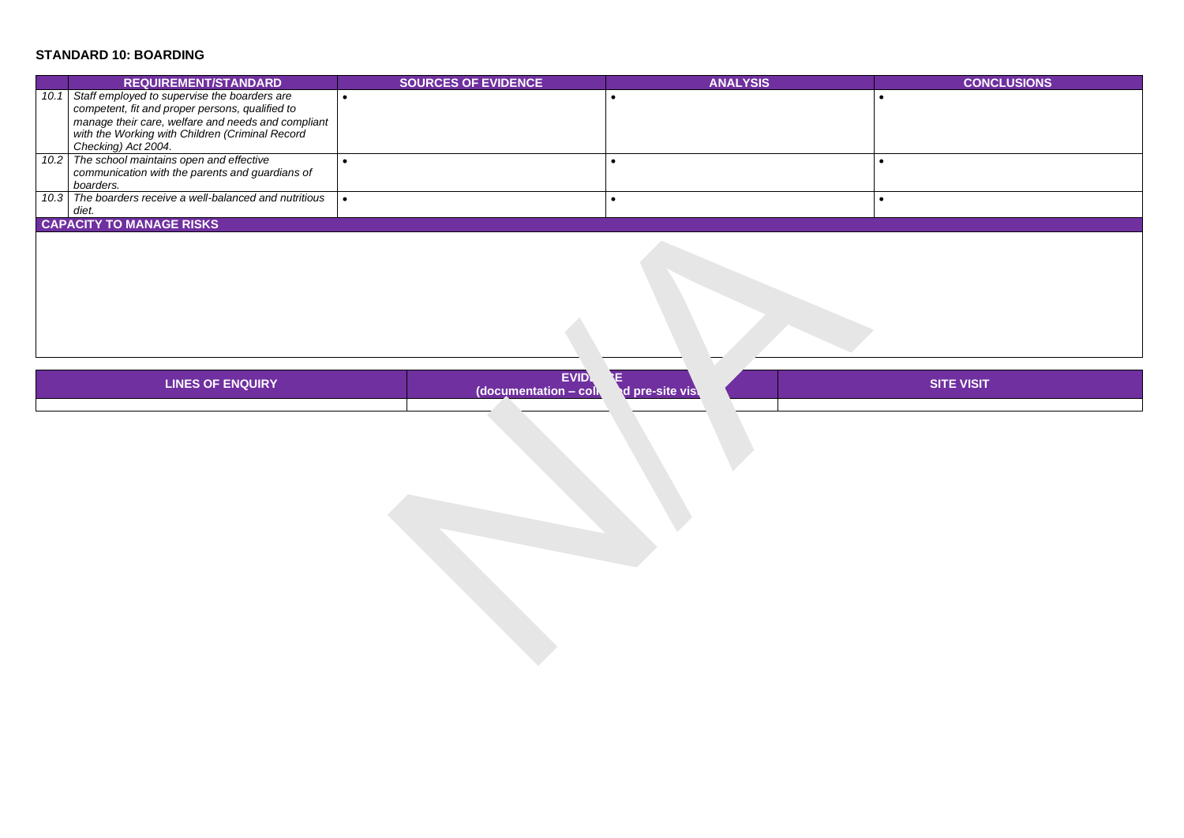### STANDARD 10: BOARDING

| | REQUIREMENT/STANDARD | SOURCES OF EVIDENCE | ANALYSIS | CONCLUSIONS |
|---|---|---|---|---|
| *10.1* | *Staff employed to supervise the boarders are competent, fit and proper persons, qualified to manage their care, welfare and needs and compliant with the Working with Children (Criminal Record Checking) Act 2004.* | • | • | • |
| *10.2* | *The school maintains open and effective communication with the parents and guardians of boarders.* | • | • | • |
| *10.3* | *The boarders receive a well-balanced and nutritious diet.* | • | • | • |
| **CAPACITY TO MANAGE RISKS** | | | | |
| | | | | |

| LINES OF ENQUIRY | EVIDENCE (documentation – collected pre-site visit) | SITE VISIT |
|---|---|---|
| | | |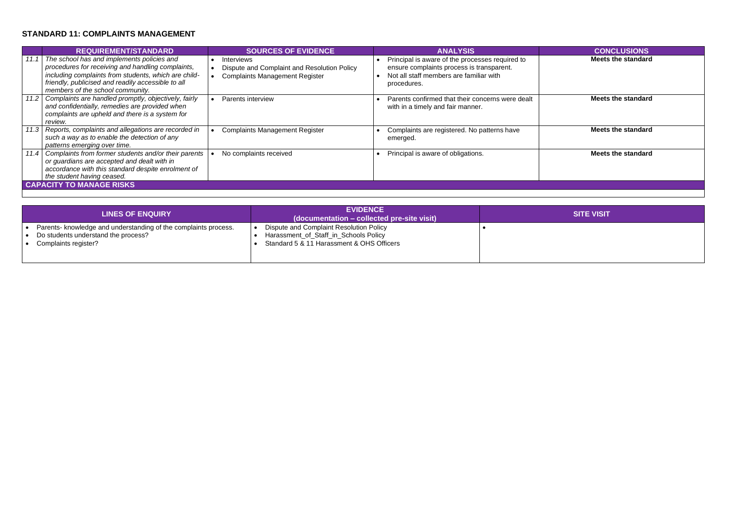**STANDARD 11: COMPLAINTS MANAGEMENT**

| | REQUIREMENT/STANDARD | SOURCES OF EVIDENCE | ANALYSIS | CONCLUSIONS |
|---|---|---|---|---|
| *11.1* | *The school has and implements policies and procedures for receiving and handling complaints, including complaints from students, which are child-friendly, publicised and readily accessible to all members of the school community.* | • Interviews<br>• Dispute and Complaint and Resolution Policy<br>• Complaints Management Register | • Principal is aware of the processes required to ensure complaints process is transparent.<br>• Not all staff members are familiar with procedures. | **Meets the standard** |
| *11.2* | *Complaints are handled promptly, objectively, fairly and confidentially, remedies are provided when complaints are upheld and there is a system for review.* | • Parents interview | • Parents confirmed that their concerns were dealt with in a timely and fair manner. | **Meets the standard** |
| *11.3* | *Reports, complaints and allegations are recorded in such a way as to enable the detection of any patterns emerging over time.* | • Complaints Management Register | • Complaints are registered. No patterns have emerged. | **Meets the standard** |
| *11.4* | *Complaints from former students and/or their parents or guardians are accepted and dealt with in accordance with this standard despite enrolment of the student having ceased.* | • No complaints received | • Principal is aware of obligations. | **Meets the standard** |
| **CAPACITY TO MANAGE RISKS** | | | | |
| | | | | |

| LINES OF ENQUIRY | EVIDENCE (documentation – collected pre-site visit) | SITE VISIT |
|---|---|---|
| • Parents- knowledge and understanding of the complaints process.<br>• Do students understand the process?<br>• Complaints register? | • Dispute and Complaint Resolution Policy<br>• Harassment_of_Staff_in_Schools Policy<br>• Standard 5 & 11 Harassment & OHS Officers | • |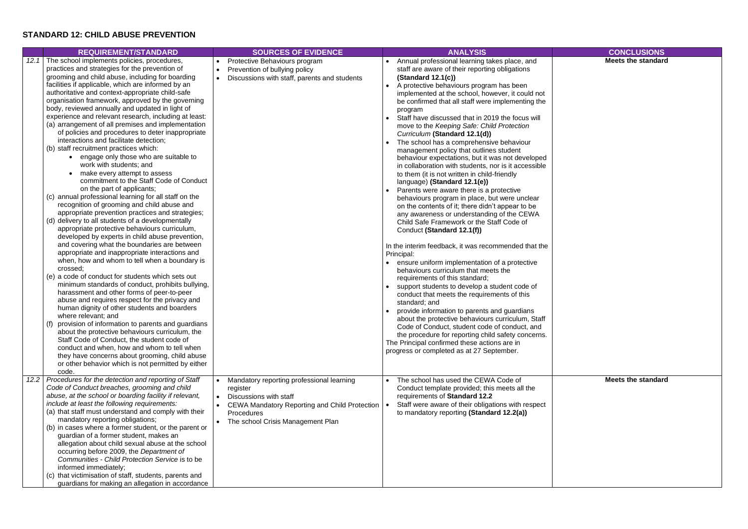## STANDARD 12: CHILD ABUSE PREVENTION

| | REQUIREMENT/STANDARD | SOURCES OF EVIDENCE | ANALYSIS | CONCLUSIONS |
|---|---|---|---|---|
| *12.1* | The school implements policies, procedures, practices and strategies for the prevention of grooming and child abuse, including for boarding facilities if applicable, which are informed by an authoritative and context-appropriate child-safe organisation framework, approved by the governing body, reviewed annually and updated in light of experience and relevant research, including at least:<br>(a) arrangement of all premises and implementation of policies and procedures to deter inappropriate interactions and facilitate detection;<br>(b) staff recruitment practices which:<br>• engage only those who are suitable to work with students; and<br>• make every attempt to assess commitment to the Staff Code of Conduct on the part of applicants;<br>(c) annual professional learning for all staff on the recognition of grooming and child abuse and appropriate prevention practices and strategies;<br>(d) delivery to all students of a developmentally appropriate protective behaviours curriculum, developed by experts in child abuse prevention, and covering what the boundaries are between appropriate and inappropriate interactions and when, how and whom to tell when a boundary is crossed;<br>(e) a code of conduct for students which sets out minimum standards of conduct, prohibits bullying, harassment and other forms of peer-to-peer abuse and requires respect for the privacy and human dignity of other students and boarders where relevant; and<br>(f) provision of information to parents and guardians about the protective behaviours curriculum, the Staff Code of Conduct, the student code of conduct and when, how and whom to tell when they have concerns about grooming, child abuse or other behavior which is not permitted by either code. | • Protective Behaviours program<br>• Prevention of bullying policy<br>• Discussions with staff, parents and students | • Annual professional learning takes place, and staff are aware of their reporting obligations **(Standard 12.1(c))**<br>• A protective behaviours program has been implemented at the school, however, it could not be confirmed that all staff were implementing the program<br>• Staff have discussed that in 2019 the focus will move to the *Keeping Safe: Child Protection Curriculum* **(Standard 12.1(d))**<br>• The school has a comprehensive behaviour management policy that outlines student behaviour expectations, but it was not developed in collaboration with students, nor is it accessible to them (it is not written in child-friendly language) **(Standard 12.1(e))**<br>• Parents were aware there is a protective behaviours program in place, but were unclear on the contents of it; there didn't appear to be any awareness or understanding of the CEWA Child Safe Framework or the Staff Code of Conduct **(Standard 12.1(f))**<br><br>In the interim feedback, it was recommended that the Principal:<br>• ensure uniform implementation of a protective behaviours curriculum that meets the requirements of this standard;<br>• support students to develop a student code of conduct that meets the requirements of this standard; and<br>• provide information to parents and guardians about the protective behaviours curriculum, Staff Code of Conduct, student code of conduct, and the procedure for reporting child safety concerns.<br>The Principal confirmed these actions are in progress or completed as at 27 September. | **Meets the standard** |
| *12.2* | *Procedures for the detection and reporting of Staff Code of Conduct breaches, grooming and child abuse, at the school or boarding facility if relevant, include at least the following requirements:*<br>(a) that staff must understand and comply with their mandatory reporting obligations;<br>(b) in cases where a former student, or the parent or guardian of a former student, makes an allegation about child sexual abuse at the school occurring before 2009, the *Department of Communities - Child Protection Service* is to be informed immediately;<br>(c) that victimisation of staff, students, parents and guardians for making an allegation in accordance | • Mandatory reporting professional learning register<br>• Discussions with staff<br>• CEWA Mandatory Reporting and Child Protection Procedures<br>• The school Crisis Management Plan | • The school has used the CEWA Code of Conduct template provided; this meets all the requirements of **Standard 12.2**<br>• Staff were aware of their obligations with respect to mandatory reporting **(Standard 12.2(a))** | **Meets the standard** |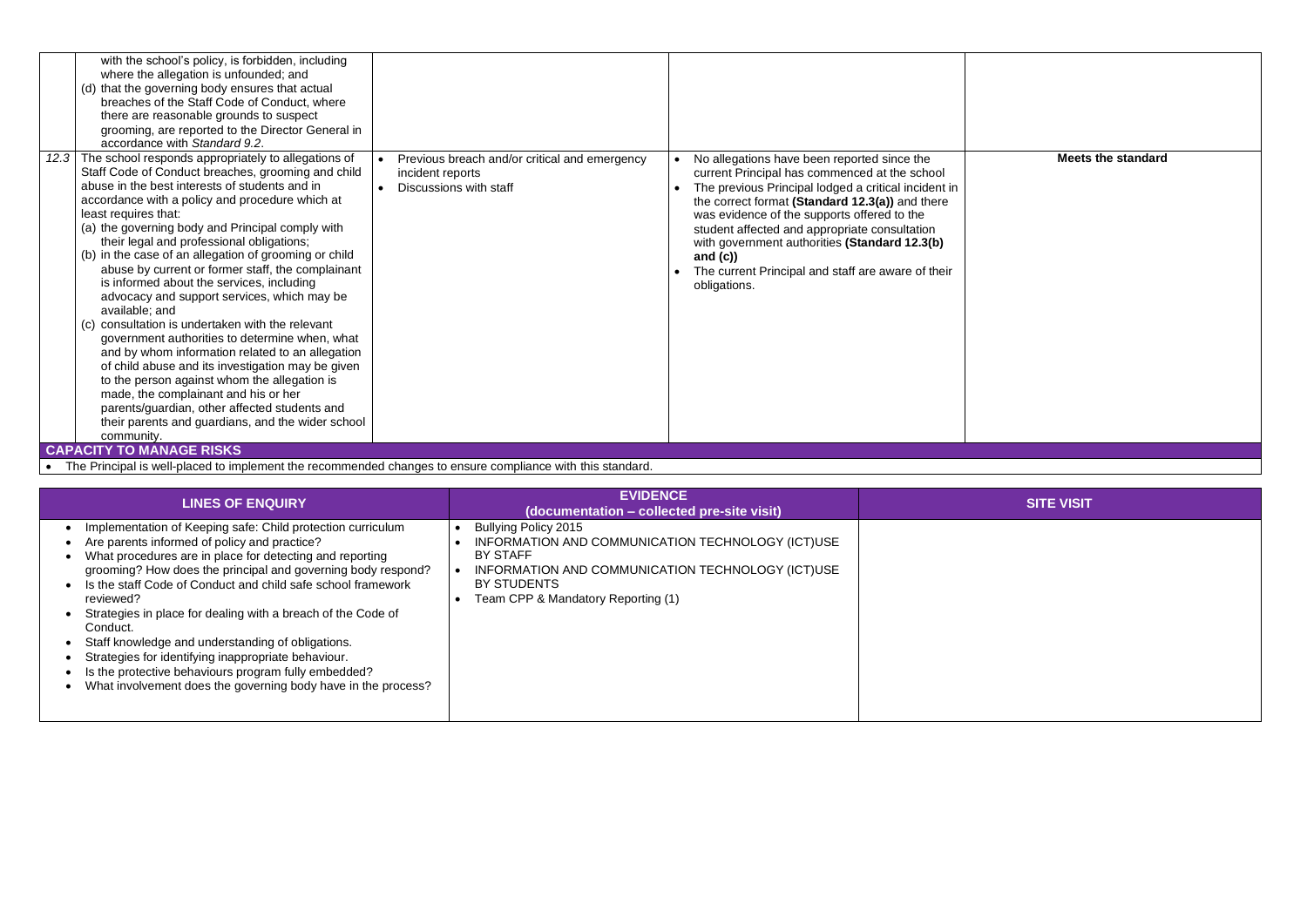| | | | | |
|---|---|---|---|---|
| | with the school's policy, is forbidden, including where the allegation is unfounded; and<br>(d) that the governing body ensures that actual breaches of the Staff Code of Conduct, where there are reasonable grounds to suspect grooming, are reported to the Director General in accordance with *Standard 9.2*. | | | |
| *12.3* | The school responds appropriately to allegations of Staff Code of Conduct breaches, grooming and child abuse in the best interests of students and in accordance with a policy and procedure which at least requires that:<br>(a) the governing body and Principal comply with their legal and professional obligations;<br>(b) in the case of an allegation of grooming or child abuse by current or former staff, the complainant is informed about the services, including advocacy and support services, which may be available; and<br>(c) consultation is undertaken with the relevant government authorities to determine when, what and by whom information related to an allegation of child abuse and its investigation may be given to the person against whom the allegation is made, the complainant and his or her parents/guardian, other affected students and their parents and guardians, and the wider school community. | • Previous breach and/or critical and emergency incident reports<br>• Discussions with staff | • No allegations have been reported since the current Principal has commenced at the school<br>• The previous Principal lodged a critical incident in the correct format **(Standard 12.3(a))** and there was evidence of the supports offered to the student affected and appropriate consultation with government authorities **(Standard 12.3(b) and (c))**<br>• The current Principal and staff are aware of their obligations. | **Meets the standard** |

**CAPACITY TO MANAGE RISKS**

- The Principal is well-placed to implement the recommended changes to ensure compliance with this standard.

| LINES OF ENQUIRY | EVIDENCE (documentation – collected pre-site visit) | SITE VISIT |
|---|---|---|
| • Implementation of Keeping safe: Child protection curriculum<br>• Are parents informed of policy and practice?<br>• What procedures are in place for detecting and reporting grooming? How does the principal and governing body respond?<br>• Is the staff Code of Conduct and child safe school framework reviewed?<br>• Strategies in place for dealing with a breach of the Code of Conduct.<br>• Staff knowledge and understanding of obligations.<br>• Strategies for identifying inappropriate behaviour.<br>• Is the protective behaviours program fully embedded?<br>• What involvement does the governing body have in the process? | • Bullying Policy 2015<br>• INFORMATION AND COMMUNICATION TECHNOLOGY (ICT)USE BY STAFF<br>• INFORMATION AND COMMUNICATION TECHNOLOGY (ICT)USE BY STUDENTS<br>• Team CPP & Mandatory Reporting (1) | |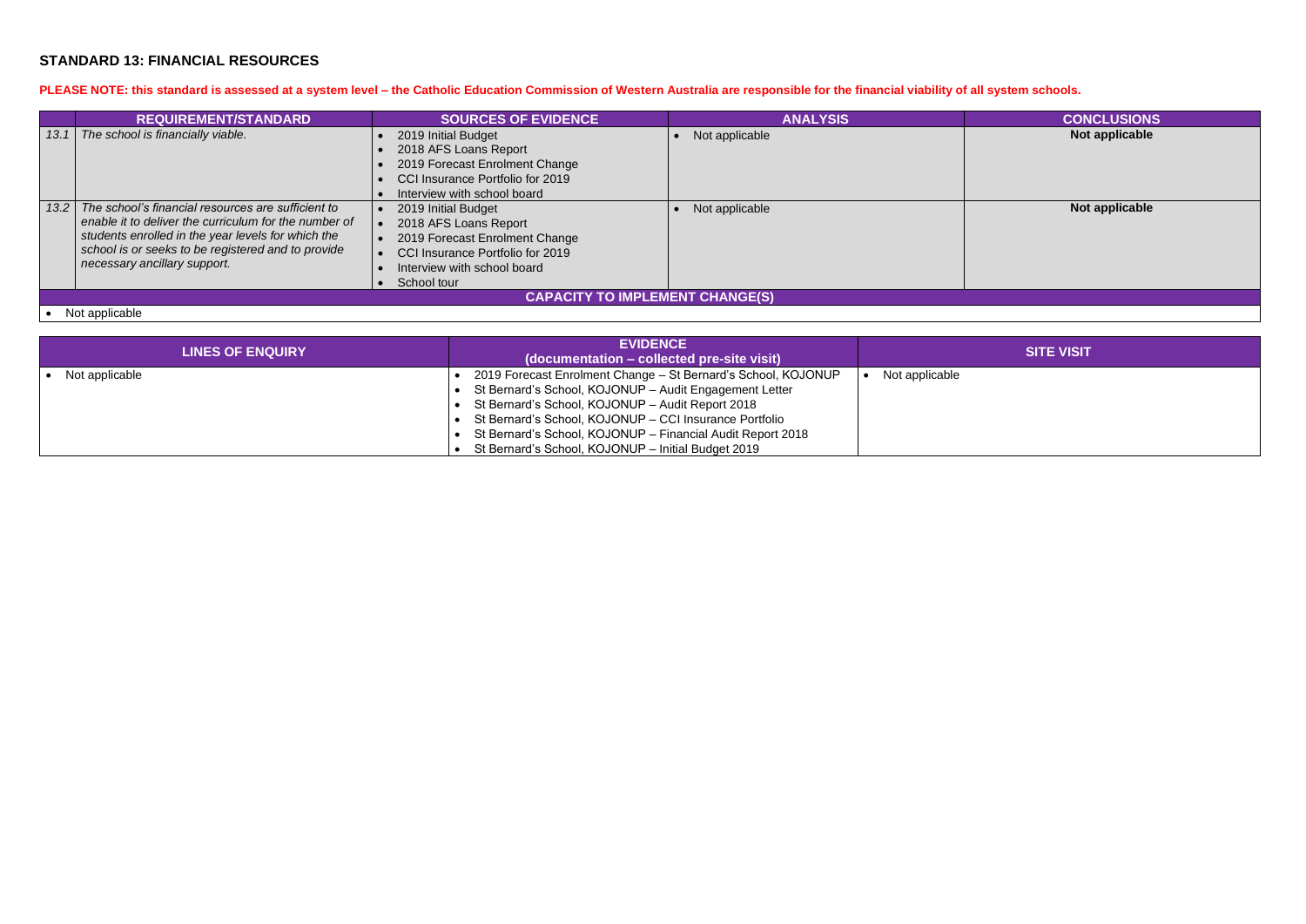## STANDARD 13: FINANCIAL RESOURCES

**PLEASE NOTE: this standard is assessed at a system level – the Catholic Education Commission of Western Australia are responsible for the financial viability of all system schools.**

| | REQUIREMENT/STANDARD | SOURCES OF EVIDENCE | ANALYSIS | CONCLUSIONS |
|---|---|---|---|---|
| *13.1* | *The school is financially viable.* | • 2019 Initial Budget<br>• 2018 AFS Loans Report<br>• 2019 Forecast Enrolment Change<br>• CCI Insurance Portfolio for 2019<br>• Interview with school board | • Not applicable | **Not applicable** |
| *13.2* | *The school's financial resources are sufficient to enable it to deliver the curriculum for the number of students enrolled in the year levels for which the school is or seeks to be registered and to provide necessary ancillary support.* | • 2019 Initial Budget<br>• 2018 AFS Loans Report<br>• 2019 Forecast Enrolment Change<br>• CCI Insurance Portfolio for 2019<br>• Interview with school board<br>• School tour | • Not applicable | **Not applicable** |
| **CAPACITY TO IMPLEMENT CHANGE(S)** | | | | |
| • Not applicable | | | | |

| LINES OF ENQUIRY | EVIDENCE (documentation – collected pre-site visit) | SITE VISIT |
|---|---|---|
| • Not applicable | • 2019 Forecast Enrolment Change – St Bernard's School, KOJONUP<br>• St Bernard's School, KOJONUP – Audit Engagement Letter<br>• St Bernard's School, KOJONUP – Audit Report 2018<br>• St Bernard's School, KOJONUP – CCI Insurance Portfolio<br>• St Bernard's School, KOJONUP – Financial Audit Report 2018<br>• St Bernard's School, KOJONUP – Initial Budget 2019 | • Not applicable |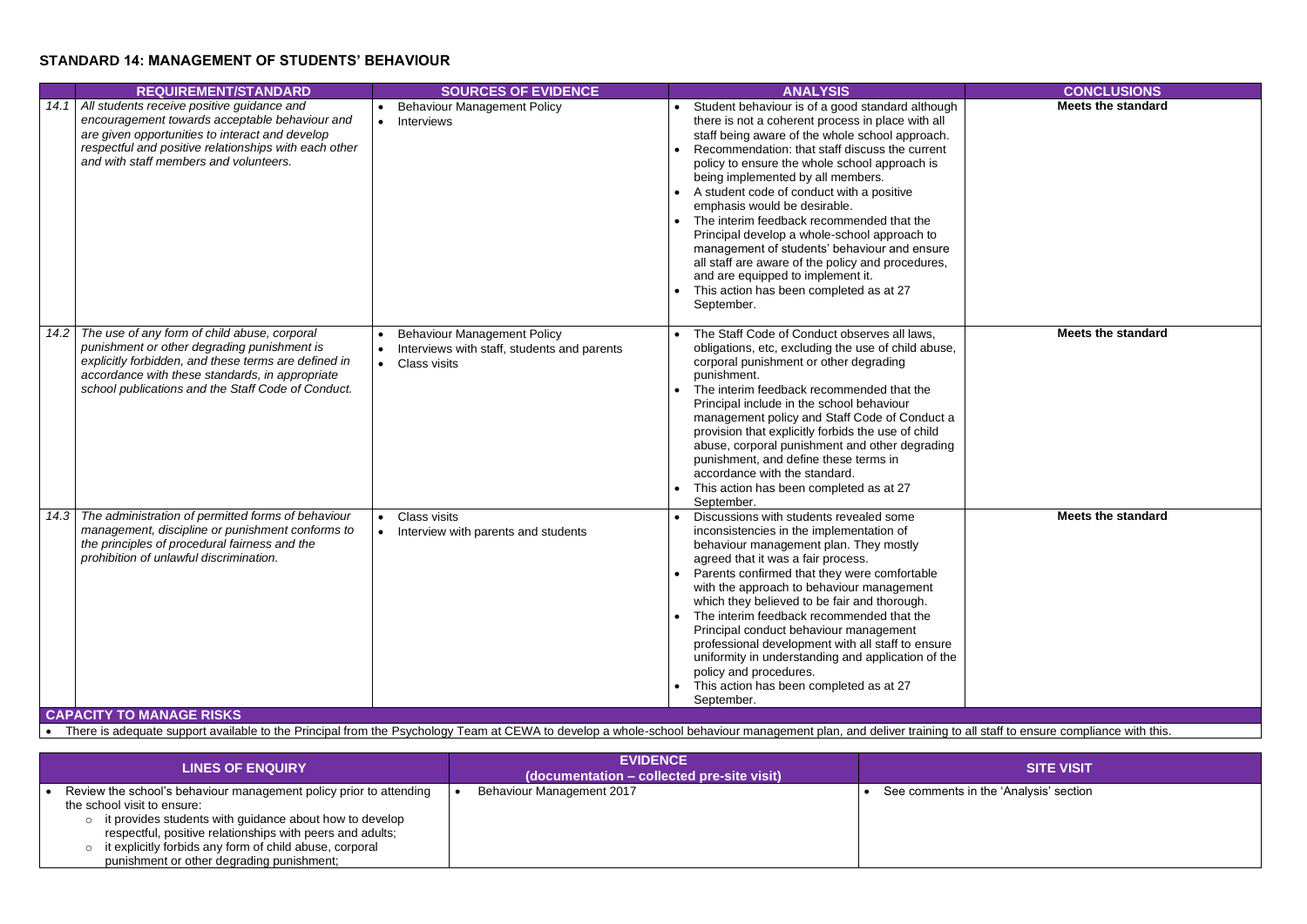## STANDARD 14: MANAGEMENT OF STUDENTS' BEHAVIOUR

| | REQUIREMENT/STANDARD | SOURCES OF EVIDENCE | ANALYSIS | CONCLUSIONS |
|---|---|---|---|---|
| 14.1 | *All students receive positive guidance and encouragement towards acceptable behaviour and are given opportunities to interact and develop respectful and positive relationships with each other and with staff members and volunteers.* | • Behaviour Management Policy<br>• Interviews | • Student behaviour is of a good standard although there is not a coherent process in place with all staff being aware of the whole school approach.<br>• Recommendation: that staff discuss the current policy to ensure the whole school approach is being implemented by all members.<br>• A student code of conduct with a positive emphasis would be desirable.<br>• The interim feedback recommended that the Principal develop a whole-school approach to management of students' behaviour and ensure all staff are aware of the policy and procedures, and are equipped to implement it.<br>• This action has been completed as at 27 September. | **Meets the standard** |
| 14.2 | *The use of any form of child abuse, corporal punishment or other degrading punishment is explicitly forbidden, and these terms are defined in accordance with these standards, in appropriate school publications and the Staff Code of Conduct.* | • Behaviour Management Policy<br>• Interviews with staff, students and parents<br>• Class visits | • The Staff Code of Conduct observes all laws, obligations, etc, excluding the use of child abuse, corporal punishment or other degrading punishment.<br>• The interim feedback recommended that the Principal include in the school behaviour management policy and Staff Code of Conduct a provision that explicitly forbids the use of child abuse, corporal punishment and other degrading punishment, and define these terms in accordance with the standard.<br>• This action has been completed as at 27 September. | **Meets the standard** |
| 14.3 | *The administration of permitted forms of behaviour management, discipline or punishment conforms to the principles of procedural fairness and the prohibition of unlawful discrimination.* | • Class visits<br>• Interview with parents and students | • Discussions with students revealed some inconsistencies in the implementation of behaviour management plan. They mostly agreed that it was a fair process.<br>• Parents confirmed that they were comfortable with the approach to behaviour management which they believed to be fair and thorough.<br>• The interim feedback recommended that the Principal conduct behaviour management professional development with all staff to ensure uniformity in understanding and application of the policy and procedures.<br>• This action has been completed as at 27 September. | **Meets the standard** |

**CAPACITY TO MANAGE RISKS**

- There is adequate support available to the Principal from the Psychology Team at CEWA to develop a whole-school behaviour management plan, and deliver training to all staff to ensure compliance with this.

| LINES OF ENQUIRY | EVIDENCE (documentation – collected pre-site visit) | SITE VISIT |
|---|---|---|
| • Review the school's behaviour management policy prior to attending the school visit to ensure:<br>  ○ it provides students with guidance about how to develop respectful, positive relationships with peers and adults;<br>  ○ it explicitly forbids any form of child abuse, corporal punishment or other degrading punishment; | • Behaviour Management 2017 | • See comments in the 'Analysis' section |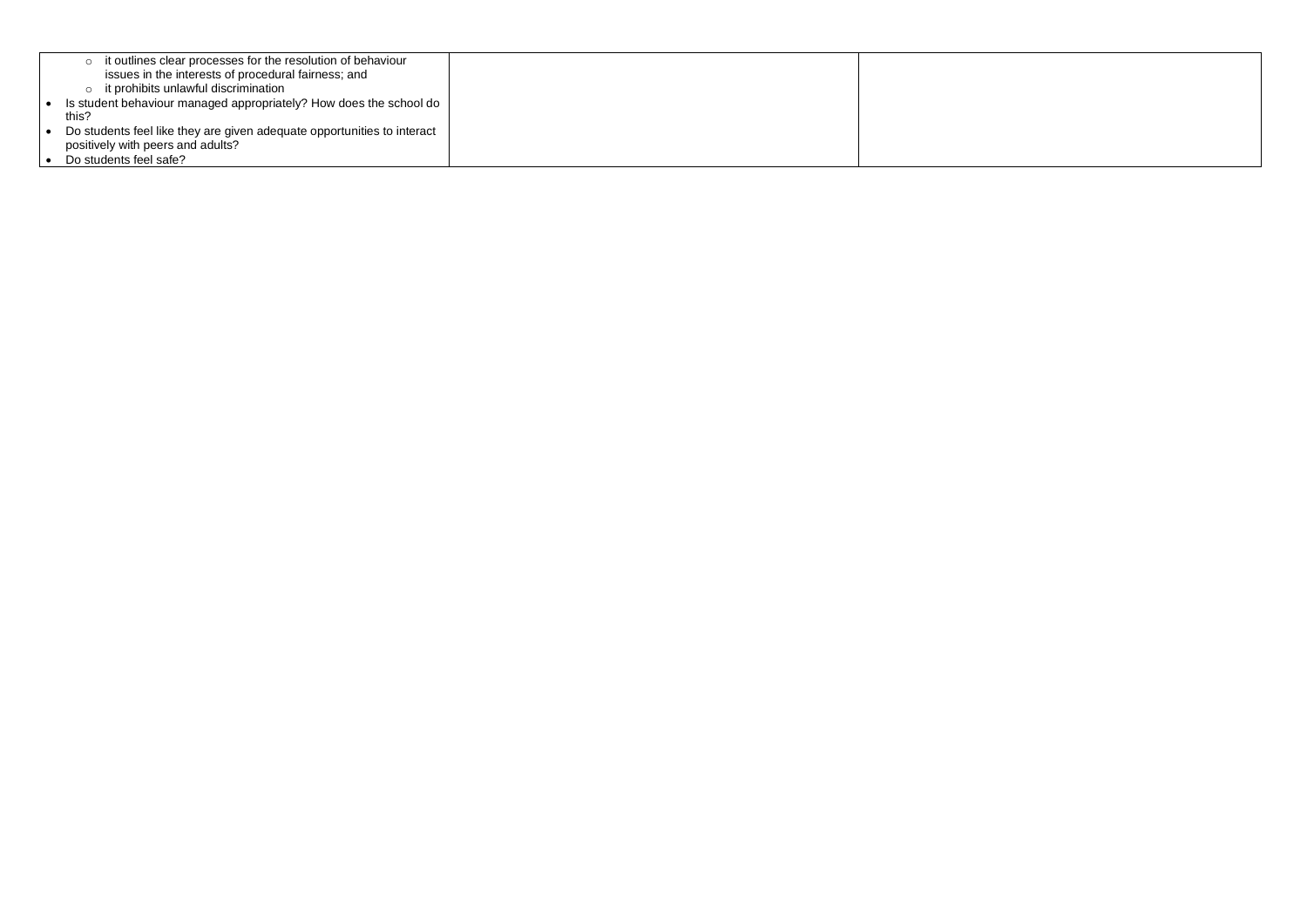| | | |
|---|---|---|
| ○ it outlines clear processes for the resolution of behaviour issues in the interests of procedural fairness; and<br>○ it prohibits unlawful discrimination<br>• Is student behaviour managed appropriately? How does the school do this?<br>• Do students feel like they are given adequate opportunities to interact positively with peers and adults?<br>• Do students feel safe? | | |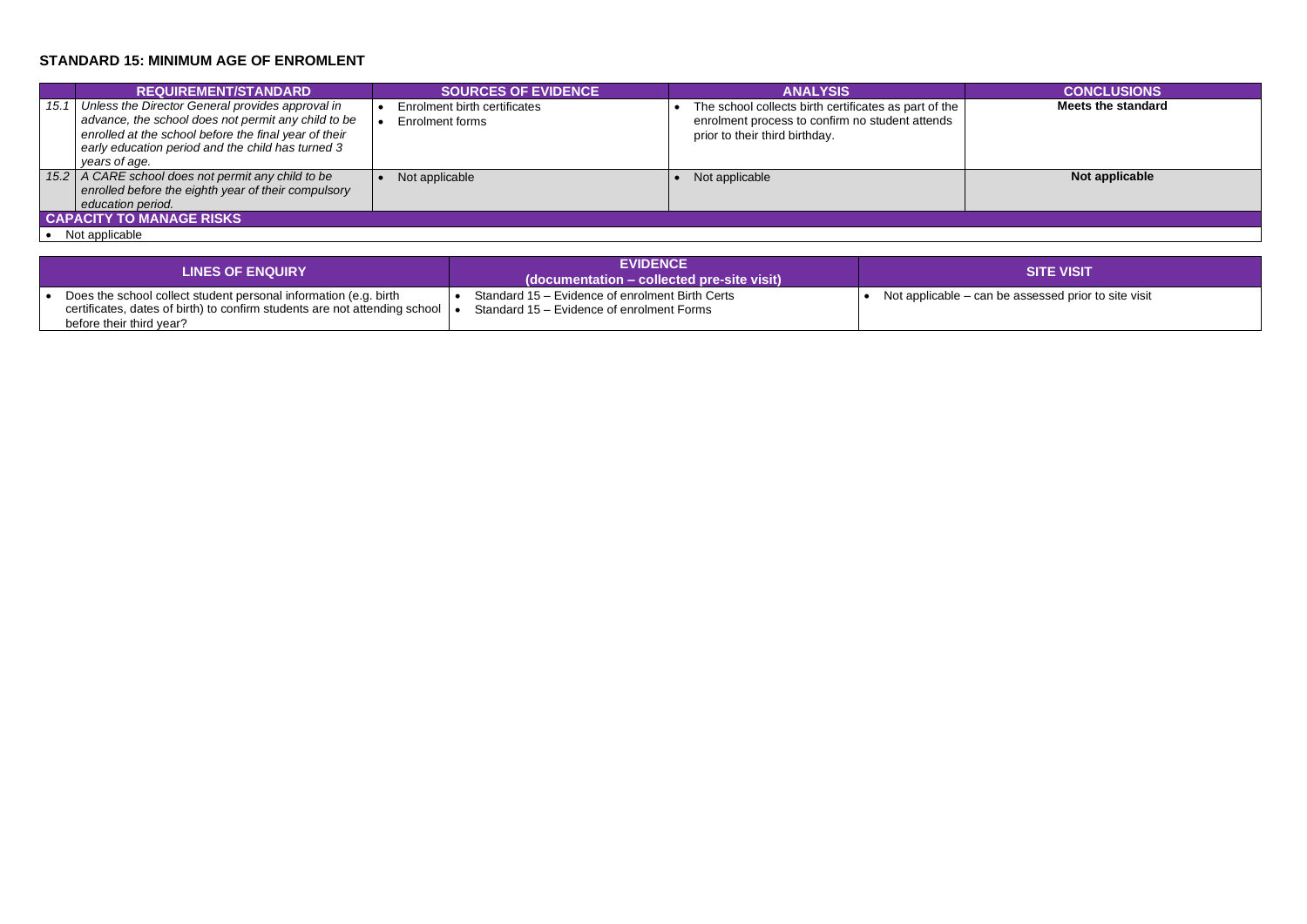## STANDARD 15: MINIMUM AGE OF ENROMLENT

| | REQUIREMENT/STANDARD | SOURCES OF EVIDENCE | ANALYSIS | CONCLUSIONS |
|---|---|---|---|---|
| 15.1 | *Unless the Director General provides approval in advance, the school does not permit any child to be enrolled at the school before the final year of their early education period and the child has turned 3 years of age.* | • Enrolment birth certificates<br>• Enrolment forms | • The school collects birth certificates as part of the enrolment process to confirm no student attends prior to their third birthday. | **Meets the standard** |
| 15.2 | *A CARE school does not permit any child to be enrolled before the eighth year of their compulsory education period.* | • Not applicable | • Not applicable | **Not applicable** |
| **CAPACITY TO MANAGE RISKS** | | | | |
| • Not applicable | | | | |

| LINES OF ENQUIRY | EVIDENCE (documentation – collected pre-site visit) | SITE VISIT |
|---|---|---|
| • Does the school collect student personal information (e.g. birth certificates, dates of birth) to confirm students are not attending school before their third year? | • Standard 15 – Evidence of enrolment Birth Certs<br>• Standard 15 – Evidence of enrolment Forms | • Not applicable – can be assessed prior to site visit |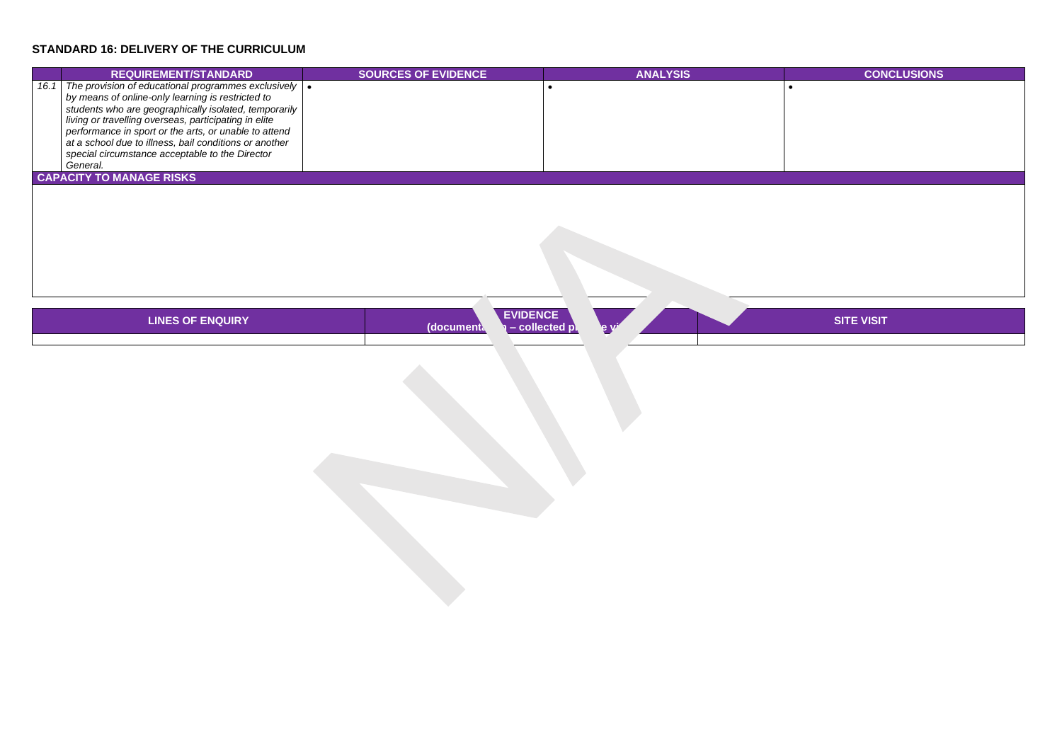## STANDARD 16: DELIVERY OF THE CURRICULUM

| | REQUIREMENT/STANDARD | SOURCES OF EVIDENCE | ANALYSIS | CONCLUSIONS |
|---|---|---|---|---|
| *16.1* | *The provision of educational programmes exclusively by means of online-only learning is restricted to students who are geographically isolated, temporarily living or travelling overseas, participating in elite performance in sport or the arts, or unable to attend at a school due to illness, bail conditions or another special circumstance acceptable to the Director General.* | • | • | • |
| **CAPACITY TO MANAGE RISKS** | | | | |
| | | | | |

| LINES OF ENQUIRY | EVIDENCE (documentation – collected pre site visit) | SITE VISIT |
|---|---|---|
| | | |

N/A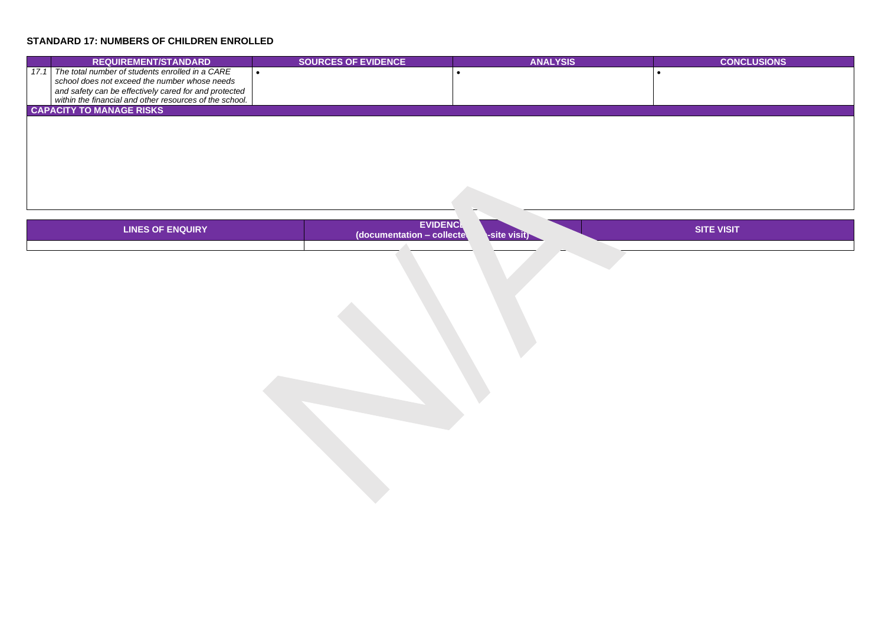**STANDARD 17: NUMBERS OF CHILDREN ENROLLED**

| | REQUIREMENT/STANDARD | SOURCES OF EVIDENCE | ANALYSIS | CONCLUSIONS |
|---|---|---|---|---|
| 17.1 | *The total number of students enrolled in a CARE school does not exceed the number whose needs and safety can be effectively cared for and protected within the financial and other resources of the school.* | • | • | • |

| CAPACITY TO MANAGE RISKS |
|---|
| |

| LINES OF ENQUIRY | EVIDENCE (documentation – collected on-site visit) | SITE VISIT |
|---|---|---|
| | | |

N/A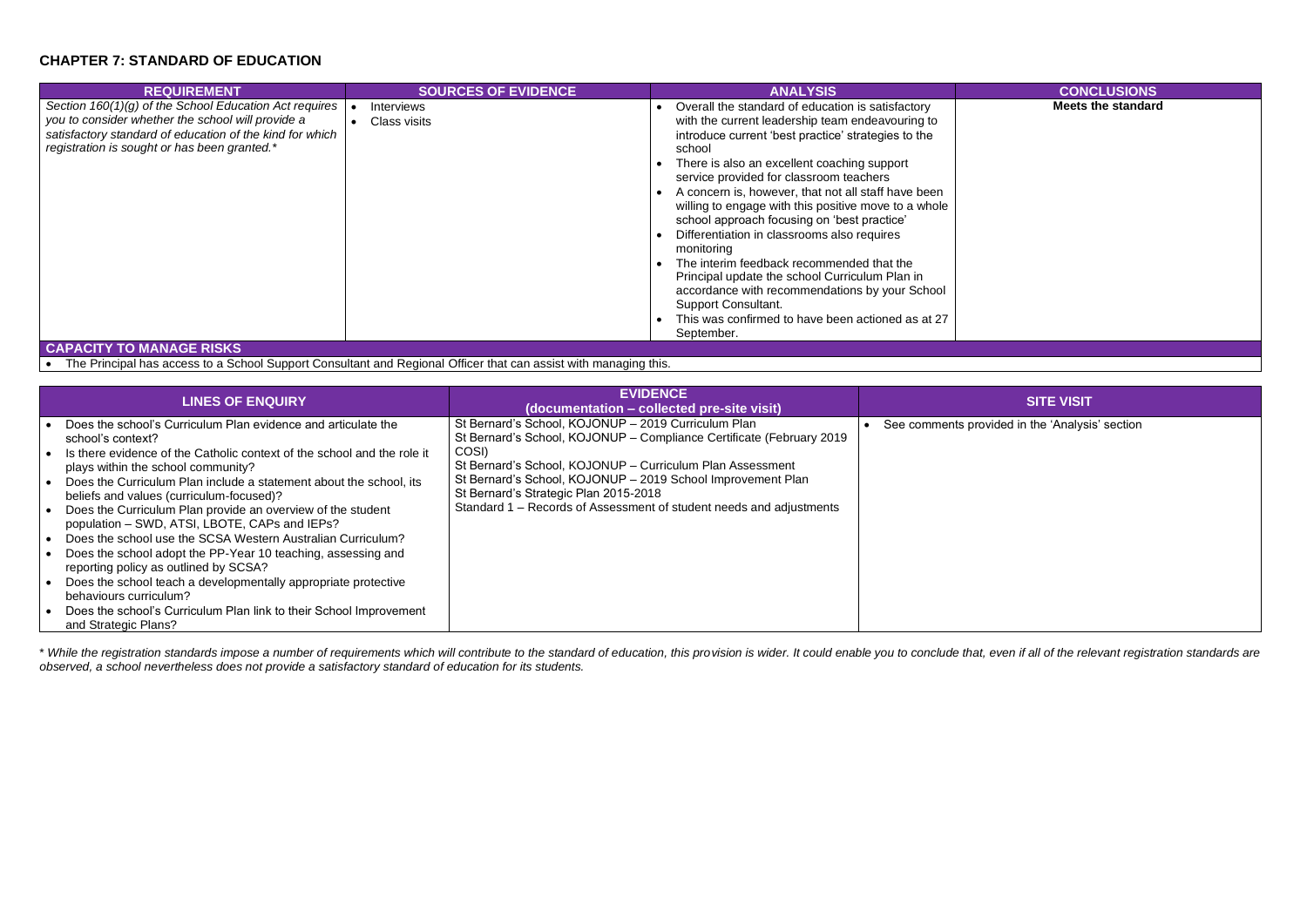## CHAPTER 7: STANDARD OF EDUCATION

| REQUIREMENT | SOURCES OF EVIDENCE | ANALYSIS | CONCLUSIONS |
|---|---|---|---|
| *Section 160(1)(g) of the School Education Act requires you to consider whether the school will provide a satisfactory standard of education of the kind for which registration is sought or has been granted.** | • Interviews<br>• Class visits | • Overall the standard of education is satisfactory with the current leadership team endeavouring to introduce current 'best practice' strategies to the school<br>• There is also an excellent coaching support service provided for classroom teachers<br>• A concern is, however, that not all staff have been willing to engage with this positive move to a whole school approach focusing on 'best practice'<br>• Differentiation in classrooms also requires monitoring<br>• The interim feedback recommended that the Principal update the school Curriculum Plan in accordance with recommendations by your School Support Consultant.<br>• This was confirmed to have been actioned as at 27 September. | **Meets the standard** |
| **CAPACITY TO MANAGE RISKS** | | | |
| • The Principal has access to a School Support Consultant and Regional Officer that can assist with managing this. | | | |

| LINES OF ENQUIRY | EVIDENCE (documentation – collected pre-site visit) | SITE VISIT |
|---|---|---|
| • Does the school's Curriculum Plan evidence and articulate the school's context?<br>• Is there evidence of the Catholic context of the school and the role it plays within the school community?<br>• Does the Curriculum Plan include a statement about the school, its beliefs and values (curriculum-focused)?<br>• Does the Curriculum Plan provide an overview of the student population – SWD, ATSI, LBOTE, CAPs and IEPs?<br>• Does the school use the SCSA Western Australian Curriculum?<br>• Does the school adopt the PP-Year 10 teaching, assessing and reporting policy as outlined by SCSA?<br>• Does the school teach a developmentally appropriate protective behaviours curriculum?<br>• Does the school's Curriculum Plan link to their School Improvement and Strategic Plans? | St Bernard's School, KOJONUP – 2019 Curriculum Plan<br>St Bernard's School, KOJONUP – Compliance Certificate (February 2019 COSI)<br>St Bernard's School, KOJONUP – Curriculum Plan Assessment<br>St Bernard's School, KOJONUP – 2019 School Improvement Plan<br>St Bernard's Strategic Plan 2015-2018<br>Standard 1 – Records of Assessment of student needs and adjustments | • See comments provided in the 'Analysis' section |

*\* While the registration standards impose a number of requirements which will contribute to the standard of education, this provision is wider. It could enable you to conclude that, even if all of the relevant registration standards are observed, a school nevertheless does not provide a satisfactory standard of education for its students.*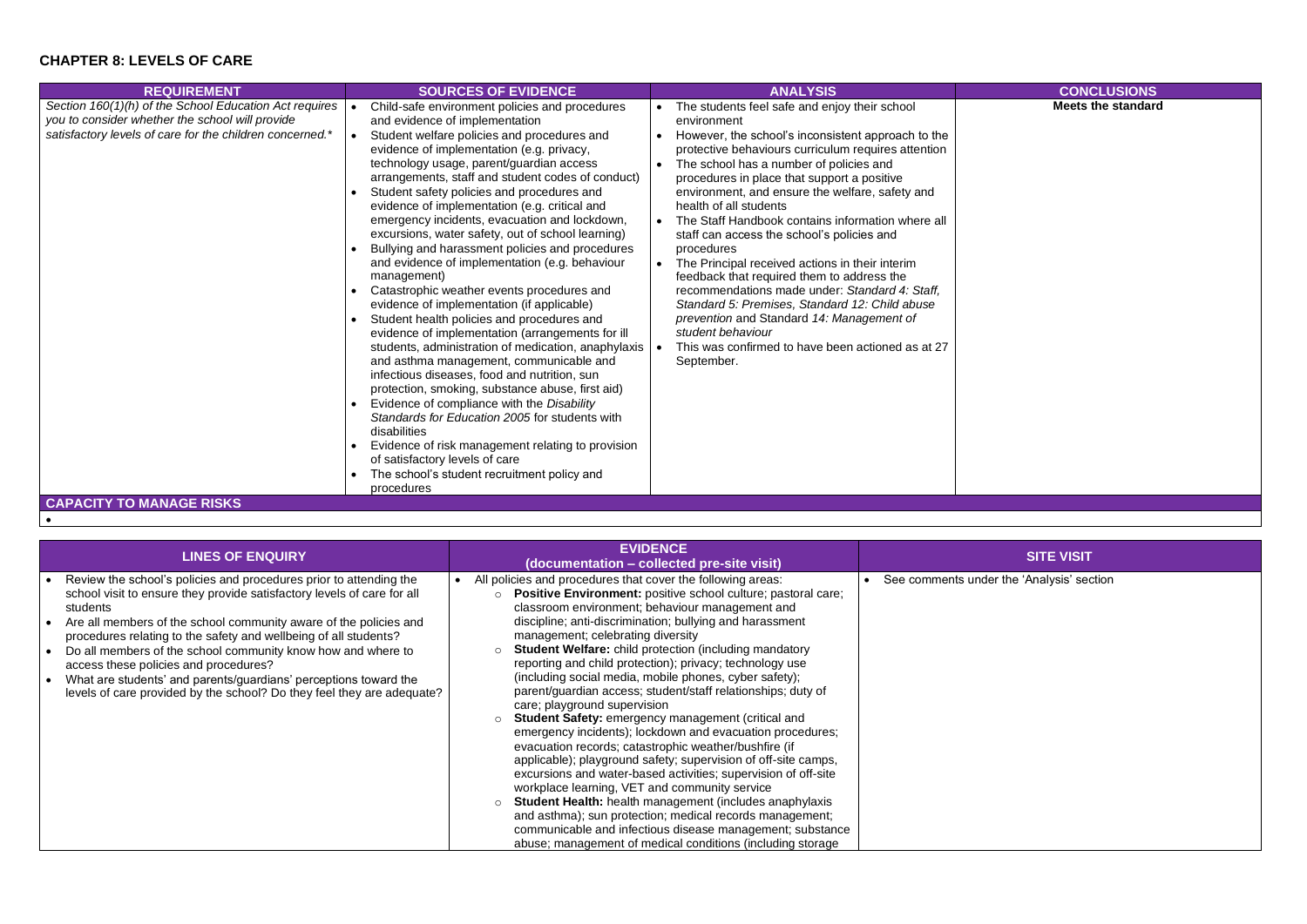## CHAPTER 8: LEVELS OF CARE

| REQUIREMENT | SOURCES OF EVIDENCE | ANALYSIS | CONCLUSIONS |
|---|---|---|---|
| *Section 160(1)(h) of the School Education Act requires you to consider whether the school will provide satisfactory levels of care for the children concerned.** | • Child-safe environment policies and procedures and evidence of implementation<br>• Student welfare policies and procedures and evidence of implementation (e.g. privacy, technology usage, parent/guardian access arrangements, staff and student codes of conduct)<br>• Student safety policies and procedures and evidence of implementation (e.g. critical and emergency incidents, evacuation and lockdown, excursions, water safety, out of school learning)<br>• Bullying and harassment policies and procedures and evidence of implementation (e.g. behaviour management)<br>• Catastrophic weather events procedures and evidence of implementation (if applicable)<br>• Student health policies and procedures and evidence of implementation (arrangements for ill students, administration of medication, anaphylaxis and asthma management, communicable and infectious diseases, food and nutrition, sun protection, smoking, substance abuse, first aid)<br>• Evidence of compliance with the *Disability Standards for Education 2005* for students with disabilities<br>• Evidence of risk management relating to provision of satisfactory levels of care<br>• The school's student recruitment policy and procedures | • The students feel safe and enjoy their school environment<br>• However, the school's inconsistent approach to the protective behaviours curriculum requires attention<br>• The school has a number of policies and procedures in place that support a positive environment, and ensure the welfare, safety and health of all students<br>• The Staff Handbook contains information where all staff can access the school's policies and procedures<br>• The Principal received actions in their interim feedback that required them to address the recommendations made under: *Standard 4: Staff, Standard 5: Premises, Standard 12: Child abuse prevention* and Standard *14: Management of student behaviour*<br>• This was confirmed to have been actioned as at 27 September. | **Meets the standard** |
| **CAPACITY TO MANAGE RISKS** | | | |
| • | | | |

| LINES OF ENQUIRY | EVIDENCE (documentation – collected pre-site visit) | SITE VISIT |
|---|---|---|
| • Review the school's policies and procedures prior to attending the school visit to ensure they provide satisfactory levels of care for all students<br>• Are all members of the school community aware of the policies and procedures relating to the safety and wellbeing of all students?<br>• Do all members of the school community know how and where to access these policies and procedures?<br>• What are students' and parents/guardians' perceptions toward the levels of care provided by the school? Do they feel they are adequate? | • All policies and procedures that cover the following areas:<br>○ **Positive Environment:** positive school culture; pastoral care; classroom environment; behaviour management and discipline; anti-discrimination; bullying and harassment management; celebrating diversity<br>○ **Student Welfare:** child protection (including mandatory reporting and child protection); privacy; technology use (including social media, mobile phones, cyber safety); parent/guardian access; student/staff relationships; duty of care; playground supervision<br>○ **Student Safety:** emergency management (critical and emergency incidents); lockdown and evacuation procedures; evacuation records; catastrophic weather/bushfire (if applicable); playground safety; supervision of off-site camps, excursions and water-based activities; supervision of off-site workplace learning, VET and community service<br>○ **Student Health:** health management (includes anaphylaxis and asthma); sun protection; medical records management; communicable and infectious disease management; substance abuse; management of medical conditions (including storage | • See comments under the 'Analysis' section |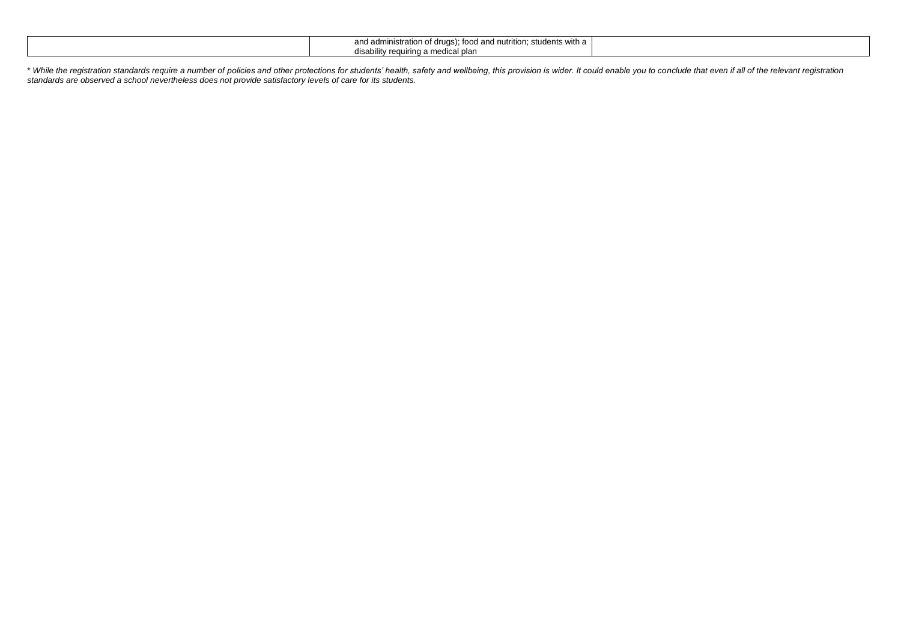| | | |
|---|---|---|
| | and administration of drugs); food and nutrition; students with a disability requiring a medical plan | |

*\* While the registration standards require a number of policies and other protections for students' health, safety and wellbeing, this provision is wider. It could enable you to conclude that even if all of the relevant registration standards are observed a school nevertheless does not provide satisfactory levels of care for its students.*